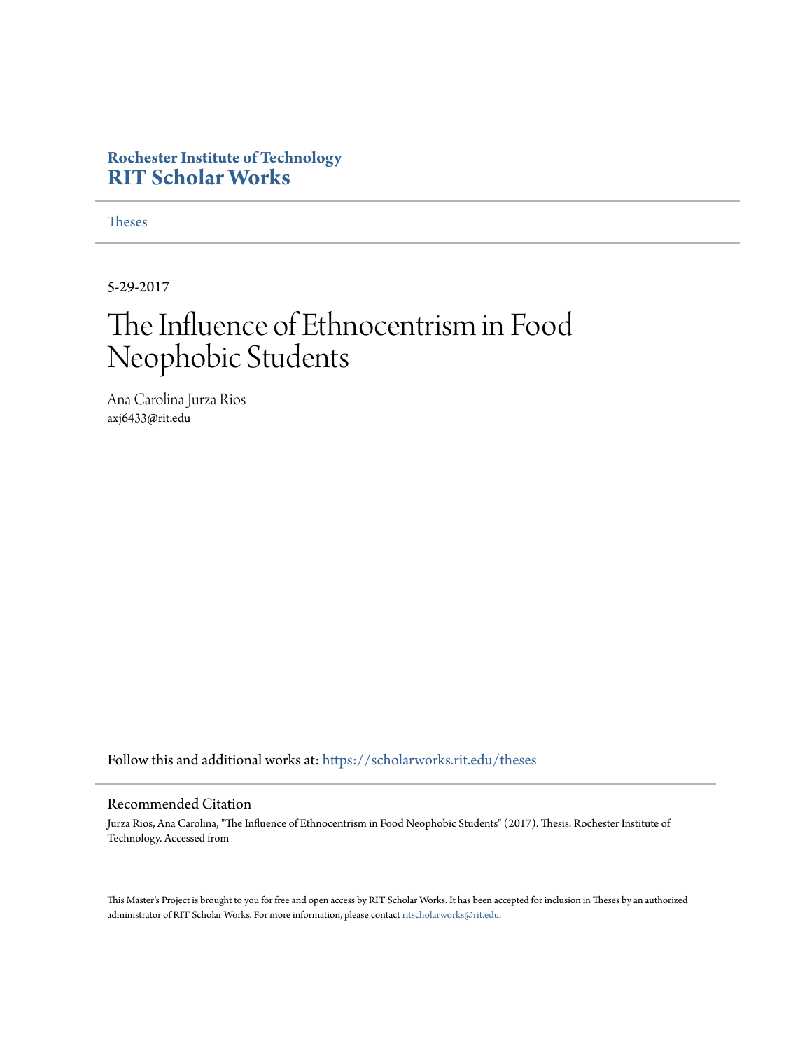**Rochester Institute of Technology**
**RIT Scholar Works**

Theses

5-29-2017

# The Influence of Ethnocentrism in Food Neophobic Students

Ana Carolina Jurza Rios
axj6433@rit.edu

Follow this and additional works at: https://scholarworks.rit.edu/theses

## Recommended Citation

Jurza Rios, Ana Carolina, "The Influence of Ethnocentrism in Food Neophobic Students" (2017). Thesis. Rochester Institute of Technology. Accessed from

This Master's Project is brought to you for free and open access by RIT Scholar Works. It has been accepted for inclusion in Theses by an authorized administrator of RIT Scholar Works. For more information, please contact ritscholarworks@rit.edu.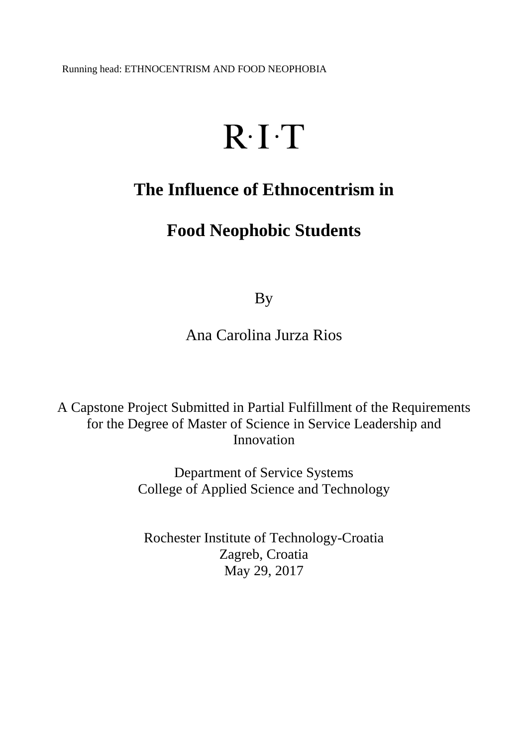R·I·T

# The Influence of Ethnocentrism in Food Neophobic Students

By

Ana Carolina Jurza Rios

A Capstone Project Submitted in Partial Fulfillment of the Requirements for the Degree of Master of Science in Service Leadership and Innovation

Department of Service Systems
College of Applied Science and Technology

Rochester Institute of Technology-Croatia
Zagreb, Croatia
May 29, 2017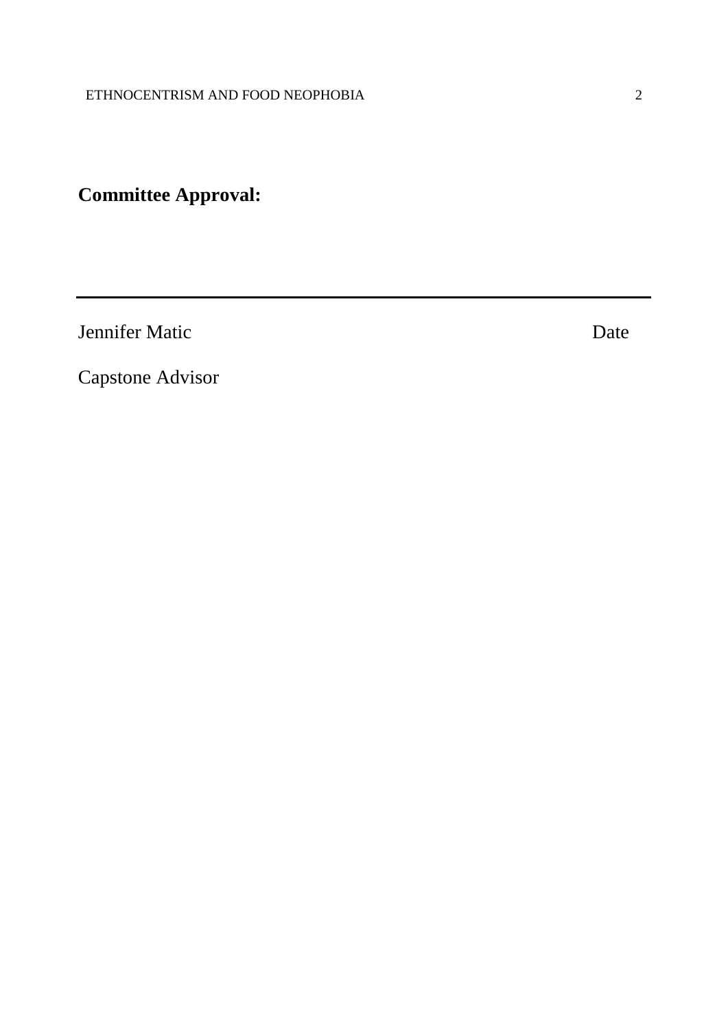**Committee Approval:**

---

Jennifer Matic Date

Capstone Advisor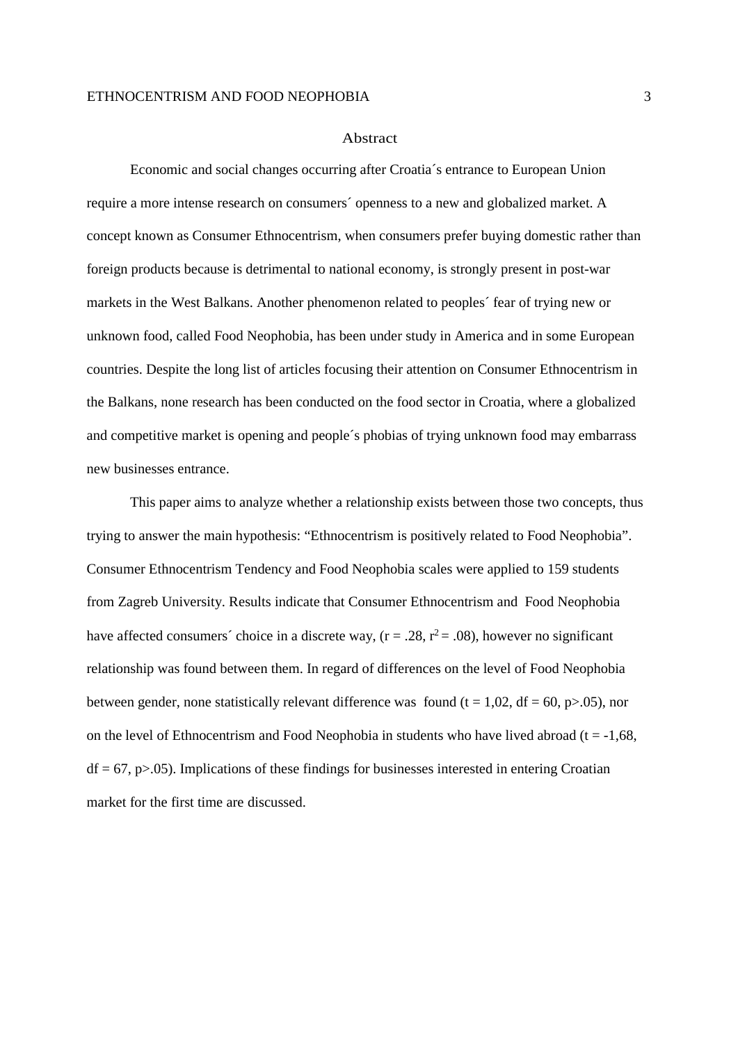## Abstract

Economic and social changes occurring after Croatia´s entrance to European Union require a more intense research on consumers´ openness to a new and globalized market. A concept known as Consumer Ethnocentrism, when consumers prefer buying domestic rather than foreign products because is detrimental to national economy, is strongly present in post-war markets in the West Balkans. Another phenomenon related to peoples´ fear of trying new or unknown food, called Food Neophobia, has been under study in America and in some European countries. Despite the long list of articles focusing their attention on Consumer Ethnocentrism in the Balkans, none research has been conducted on the food sector in Croatia, where a globalized and competitive market is opening and people´s phobias of trying unknown food may embarrass new businesses entrance.

This paper aims to analyze whether a relationship exists between those two concepts, thus trying to answer the main hypothesis: "Ethnocentrism is positively related to Food Neophobia". Consumer Ethnocentrism Tendency and Food Neophobia scales were applied to 159 students from Zagreb University. Results indicate that Consumer Ethnocentrism and Food Neophobia have affected consumers´ choice in a discrete way, ($r = .28$, $r^2 = .08$), however no significant relationship was found between them. In regard of differences on the level of Food Neophobia between gender, none statistically relevant difference was found ($t = 1{,}02$, $df = 60$, $p>.05$), nor on the level of Ethnocentrism and Food Neophobia in students who have lived abroad ($t = -1{,}68$, $df = 67$, $p>.05$). Implications of these findings for businesses interested in entering Croatian market for the first time are discussed.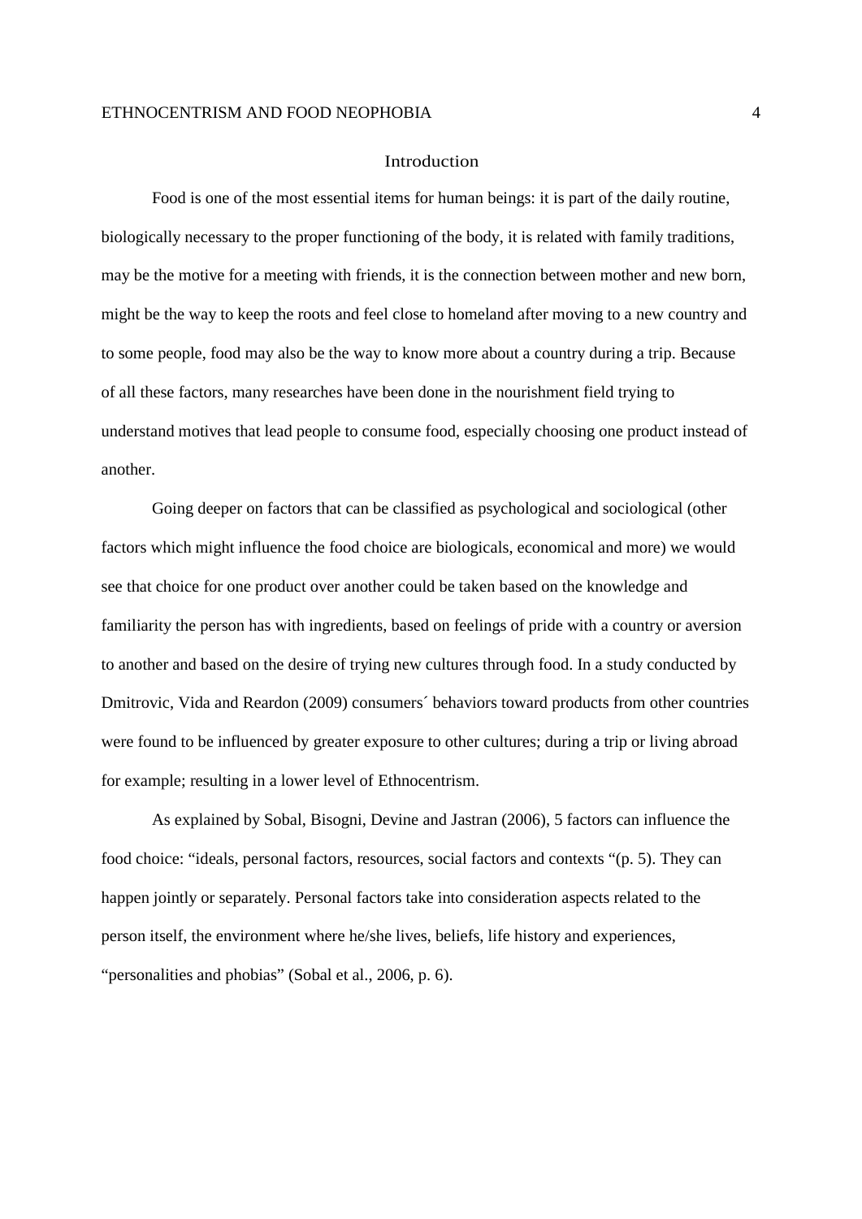# Introduction

Food is one of the most essential items for human beings: it is part of the daily routine, biologically necessary to the proper functioning of the body, it is related with family traditions, may be the motive for a meeting with friends, it is the connection between mother and new born, might be the way to keep the roots and feel close to homeland after moving to a new country and to some people, food may also be the way to know more about a country during a trip. Because of all these factors, many researches have been done in the nourishment field trying to understand motives that lead people to consume food, especially choosing one product instead of another.

Going deeper on factors that can be classified as psychological and sociological (other factors which might influence the food choice are biologicals, economical and more) we would see that choice for one product over another could be taken based on the knowledge and familiarity the person has with ingredients, based on feelings of pride with a country or aversion to another and based on the desire of trying new cultures through food. In a study conducted by Dmitrovic, Vida and Reardon (2009) consumers´ behaviors toward products from other countries were found to be influenced by greater exposure to other cultures; during a trip or living abroad for example; resulting in a lower level of Ethnocentrism.

As explained by Sobal, Bisogni, Devine and Jastran (2006), 5 factors can influence the food choice: "ideals, personal factors, resources, social factors and contexts "(p. 5). They can happen jointly or separately. Personal factors take into consideration aspects related to the person itself, the environment where he/she lives, beliefs, life history and experiences, "personalities and phobias" (Sobal et al., 2006, p. 6).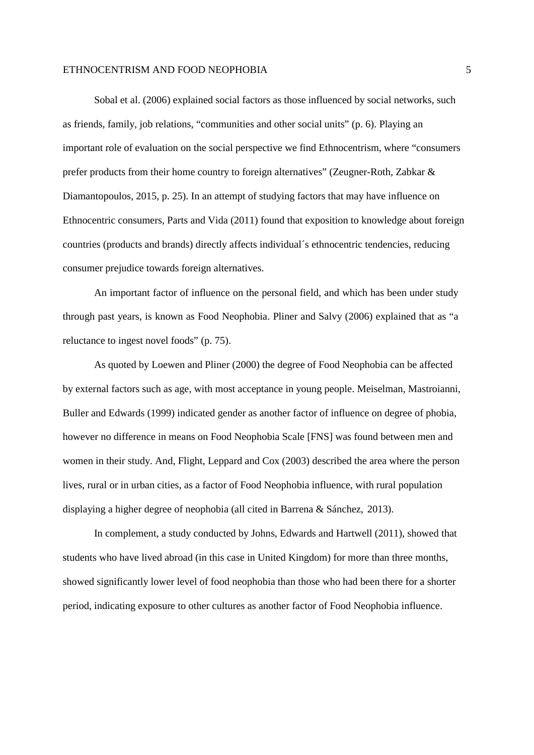Sobal et al. (2006) explained social factors as those influenced by social networks, such as friends, family, job relations, “communities and other social units” (p. 6). Playing an important role of evaluation on the social perspective we find Ethnocentrism, where “consumers prefer products from their home country to foreign alternatives” (Zeugner-Roth, Zabkar & Diamantopoulos, 2015, p. 25). In an attempt of studying factors that may have influence on Ethnocentric consumers, Parts and Vida (2011) found that exposition to knowledge about foreign countries (products and brands) directly affects individual´s ethnocentric tendencies, reducing consumer prejudice towards foreign alternatives.

An important factor of influence on the personal field, and which has been under study through past years, is known as Food Neophobia. Pliner and Salvy (2006) explained that as “a reluctance to ingest novel foods” (p. 75).

As quoted by Loewen and Pliner (2000) the degree of Food Neophobia can be affected by external factors such as age, with most acceptance in young people. Meiselman, Mastroianni, Buller and Edwards (1999) indicated gender as another factor of influence on degree of phobia, however no difference in means on Food Neophobia Scale [FNS] was found between men and women in their study. And, Flight, Leppard and Cox (2003) described the area where the person lives, rural or in urban cities, as a factor of Food Neophobia influence, with rural population displaying a higher degree of neophobia (all cited in Barrena & Sánchez, 2013).

In complement, a study conducted by Johns, Edwards and Hartwell (2011), showed that students who have lived abroad (in this case in United Kingdom) for more than three months, showed significantly lower level of food neophobia than those who had been there for a shorter period, indicating exposure to other cultures as another factor of Food Neophobia influence.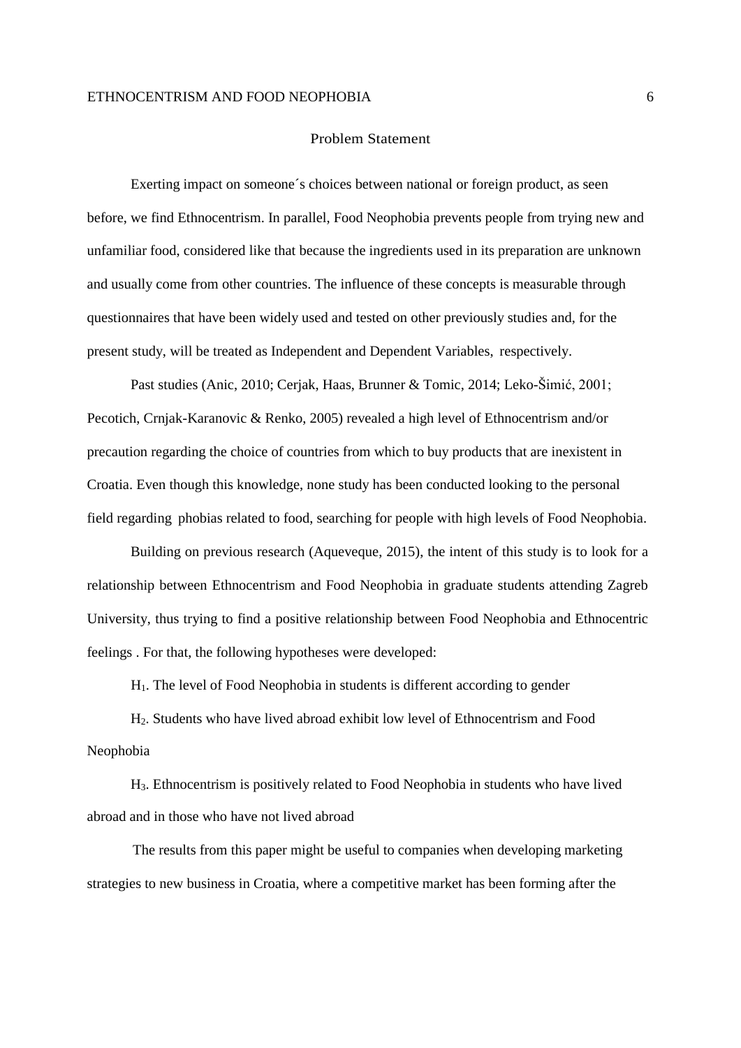## Problem Statement

Exerting impact on someone´s choices between national or foreign product, as seen before, we find Ethnocentrism. In parallel, Food Neophobia prevents people from trying new and unfamiliar food, considered like that because the ingredients used in its preparation are unknown and usually come from other countries. The influence of these concepts is measurable through questionnaires that have been widely used and tested on other previously studies and, for the present study, will be treated as Independent and Dependent Variables, respectively.

Past studies (Anic, 2010; Cerjak, Haas, Brunner & Tomic, 2014; Leko-Šimić, 2001; Pecotich, Crnjak-Karanovic & Renko, 2005) revealed a high level of Ethnocentrism and/or precaution regarding the choice of countries from which to buy products that are inexistent in Croatia. Even though this knowledge, none study has been conducted looking to the personal field regarding phobias related to food, searching for people with high levels of Food Neophobia.

Building on previous research (Aqueveque, 2015), the intent of this study is to look for a relationship between Ethnocentrism and Food Neophobia in graduate students attending Zagreb University, thus trying to find a positive relationship between Food Neophobia and Ethnocentric feelings . For that, the following hypotheses were developed:

$H_1$. The level of Food Neophobia in students is different according to gender

$H_2$. Students who have lived abroad exhibit low level of Ethnocentrism and Food Neophobia

$H_3$. Ethnocentrism is positively related to Food Neophobia in students who have lived abroad and in those who have not lived abroad

The results from this paper might be useful to companies when developing marketing strategies to new business in Croatia, where a competitive market has been forming after the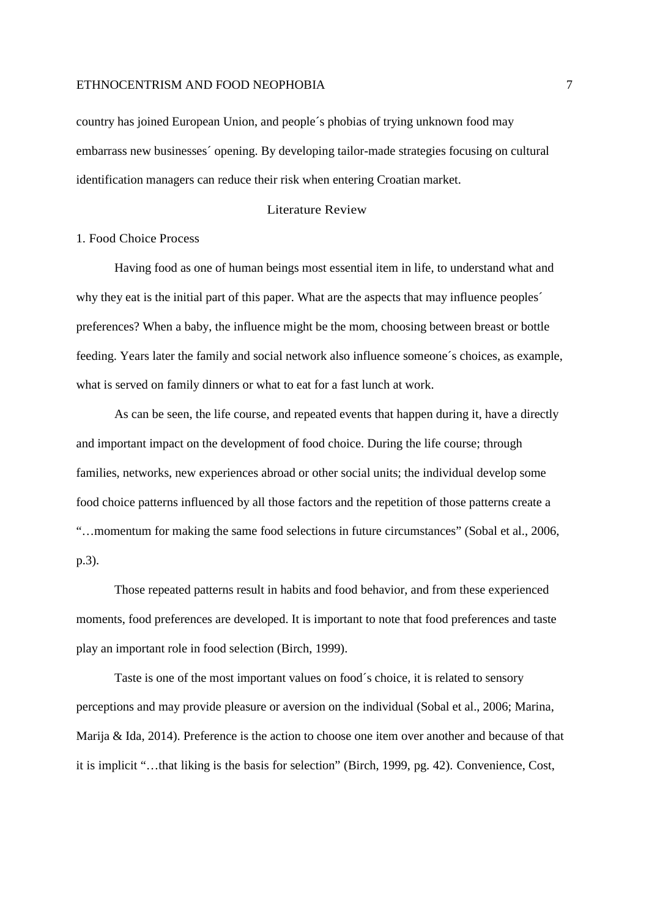country has joined European Union, and people´s phobias of trying unknown food may embarrass new businesses´ opening. By developing tailor-made strategies focusing on cultural identification managers can reduce their risk when entering Croatian market.

## Literature Review

### 1. Food Choice Process

Having food as one of human beings most essential item in life, to understand what and why they eat is the initial part of this paper. What are the aspects that may influence peoples´ preferences? When a baby, the influence might be the mom, choosing between breast or bottle feeding. Years later the family and social network also influence someone´s choices, as example, what is served on family dinners or what to eat for a fast lunch at work.

As can be seen, the life course, and repeated events that happen during it, have a directly and important impact on the development of food choice. During the life course; through families, networks, new experiences abroad or other social units; the individual develop some food choice patterns influenced by all those factors and the repetition of those patterns create a "…momentum for making the same food selections in future circumstances" (Sobal et al., 2006, p.3).

Those repeated patterns result in habits and food behavior, and from these experienced moments, food preferences are developed. It is important to note that food preferences and taste play an important role in food selection (Birch, 1999).

Taste is one of the most important values on food´s choice, it is related to sensory perceptions and may provide pleasure or aversion on the individual (Sobal et al., 2006; Marina, Marija & Ida, 2014). Preference is the action to choose one item over another and because of that it is implicit "…that liking is the basis for selection" (Birch, 1999, pg. 42). Convenience, Cost,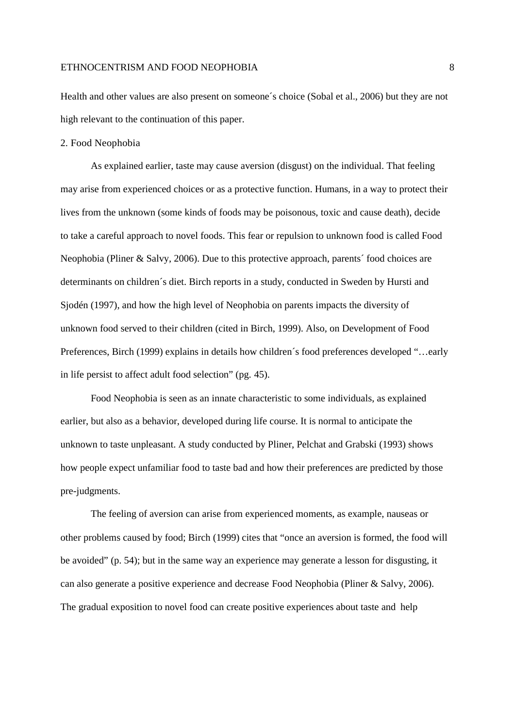Health and other values are also present on someone´s choice (Sobal et al., 2006) but they are not high relevant to the continuation of this paper.

## 2. Food Neophobia

As explained earlier, taste may cause aversion (disgust) on the individual. That feeling may arise from experienced choices or as a protective function. Humans, in a way to protect their lives from the unknown (some kinds of foods may be poisonous, toxic and cause death), decide to take a careful approach to novel foods. This fear or repulsion to unknown food is called Food Neophobia (Pliner & Salvy, 2006). Due to this protective approach, parents´ food choices are determinants on children´s diet. Birch reports in a study, conducted in Sweden by Hursti and Sjodén (1997), and how the high level of Neophobia on parents impacts the diversity of unknown food served to their children (cited in Birch, 1999). Also, on Development of Food Preferences, Birch (1999) explains in details how children´s food preferences developed "…early in life persist to affect adult food selection" (pg. 45).

Food Neophobia is seen as an innate characteristic to some individuals, as explained earlier, but also as a behavior, developed during life course. It is normal to anticipate the unknown to taste unpleasant. A study conducted by Pliner, Pelchat and Grabski (1993) shows how people expect unfamiliar food to taste bad and how their preferences are predicted by those pre-judgments.

The feeling of aversion can arise from experienced moments, as example, nauseas or other problems caused by food; Birch (1999) cites that "once an aversion is formed, the food will be avoided" (p. 54); but in the same way an experience may generate a lesson for disgusting, it can also generate a positive experience and decrease Food Neophobia (Pliner & Salvy, 2006). The gradual exposition to novel food can create positive experiences about taste and help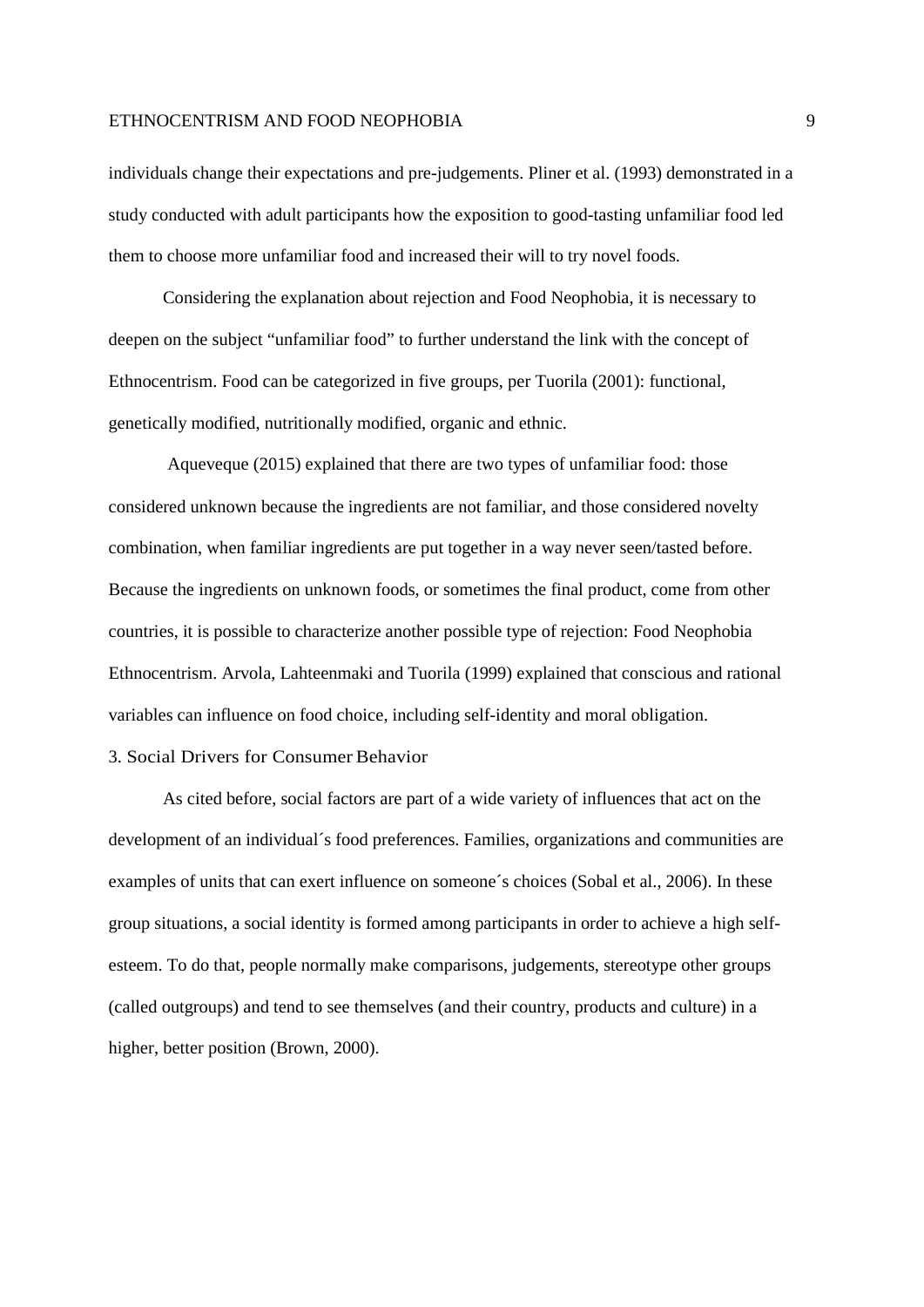individuals change their expectations and pre-judgements. Pliner et al. (1993) demonstrated in a study conducted with adult participants how the exposition to good-tasting unfamiliar food led them to choose more unfamiliar food and increased their will to try novel foods.

Considering the explanation about rejection and Food Neophobia, it is necessary to deepen on the subject “unfamiliar food” to further understand the link with the concept of Ethnocentrism. Food can be categorized in five groups, per Tuorila (2001): functional, genetically modified, nutritionally modified, organic and ethnic.

Aqueveque (2015) explained that there are two types of unfamiliar food: those considered unknown because the ingredients are not familiar, and those considered novelty combination, when familiar ingredients are put together in a way never seen/tasted before. Because the ingredients on unknown foods, or sometimes the final product, come from other countries, it is possible to characterize another possible type of rejection: Food Neophobia Ethnocentrism. Arvola, Lahteenmaki and Tuorila (1999) explained that conscious and rational variables can influence on food choice, including self-identity and moral obligation.

## 3. Social Drivers for Consumer Behavior

As cited before, social factors are part of a wide variety of influences that act on the development of an individual´s food preferences. Families, organizations and communities are examples of units that can exert influence on someone´s choices (Sobal et al., 2006). In these group situations, a social identity is formed among participants in order to achieve a high self-esteem. To do that, people normally make comparisons, judgements, stereotype other groups (called outgroups) and tend to see themselves (and their country, products and culture) in a higher, better position (Brown, 2000).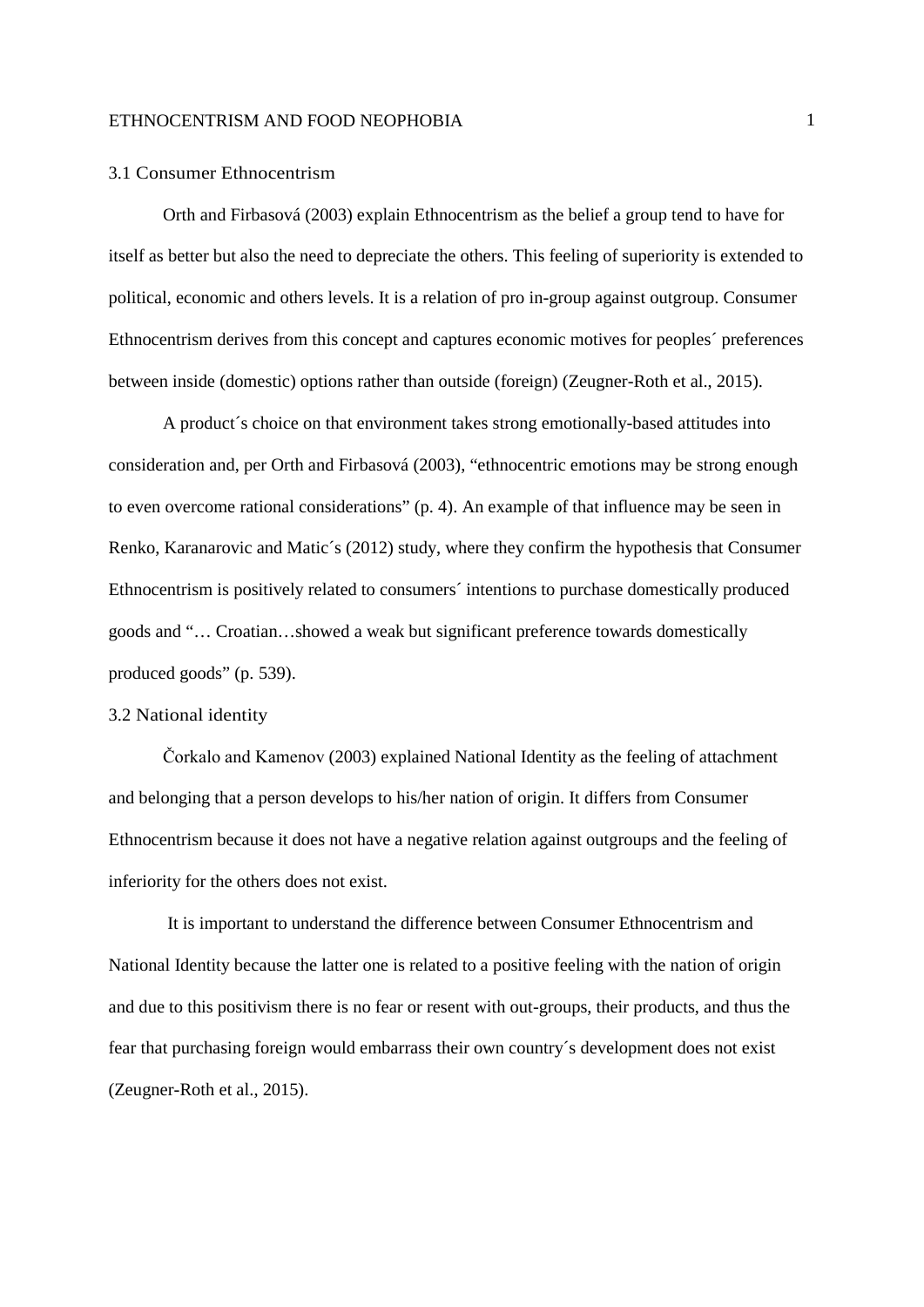## 3.1 Consumer Ethnocentrism

Orth and Firbasová (2003) explain Ethnocentrism as the belief a group tend to have for itself as better but also the need to depreciate the others. This feeling of superiority is extended to political, economic and others levels. It is a relation of pro in-group against outgroup. Consumer Ethnocentrism derives from this concept and captures economic motives for peoples´ preferences between inside (domestic) options rather than outside (foreign) (Zeugner-Roth et al., 2015).

A product´s choice on that environment takes strong emotionally-based attitudes into consideration and, per Orth and Firbasová (2003), "ethnocentric emotions may be strong enough to even overcome rational considerations" (p. 4). An example of that influence may be seen in Renko, Karanarovic and Matic´s (2012) study, where they confirm the hypothesis that Consumer Ethnocentrism is positively related to consumers´ intentions to purchase domestically produced goods and "… Croatian…showed a weak but significant preference towards domestically produced goods" (p. 539).

## 3.2 National identity

Čorkalo and Kamenov (2003) explained National Identity as the feeling of attachment and belonging that a person develops to his/her nation of origin. It differs from Consumer Ethnocentrism because it does not have a negative relation against outgroups and the feeling of inferiority for the others does not exist.

It is important to understand the difference between Consumer Ethnocentrism and National Identity because the latter one is related to a positive feeling with the nation of origin and due to this positivism there is no fear or resent with out-groups, their products, and thus the fear that purchasing foreign would embarrass their own country´s development does not exist (Zeugner-Roth et al., 2015).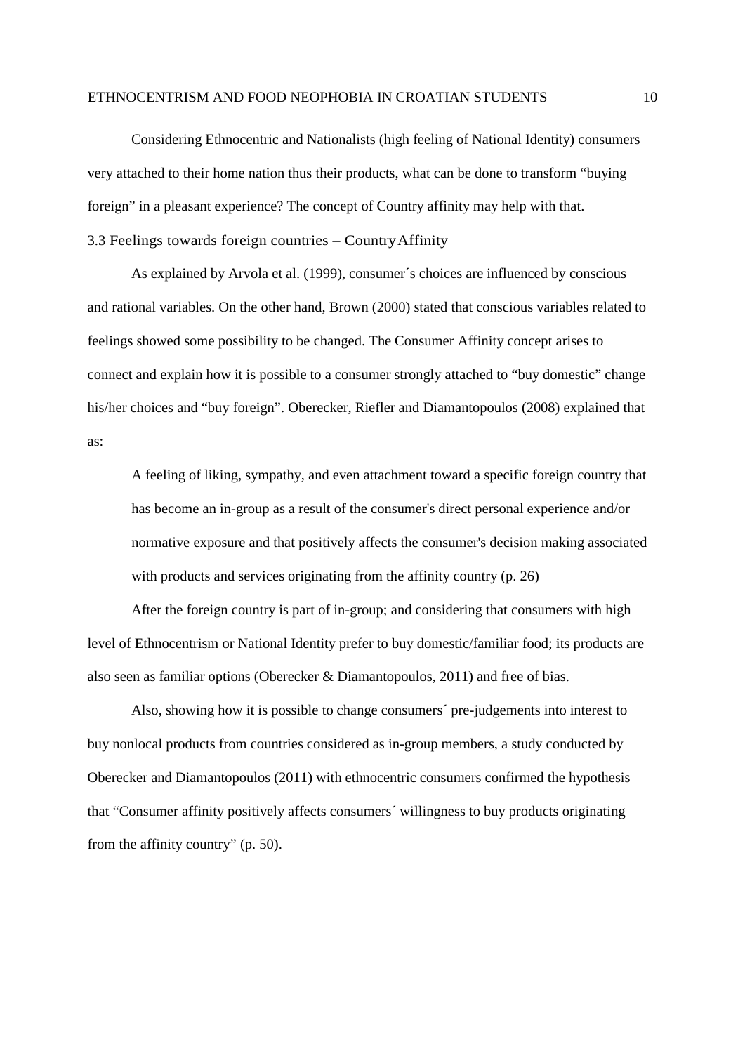Considering Ethnocentric and Nationalists (high feeling of National Identity) consumers very attached to their home nation thus their products, what can be done to transform “buying foreign” in a pleasant experience? The concept of Country affinity may help with that.

### 3.3 Feelings towards foreign countries – Country Affinity

As explained by Arvola et al. (1999), consumer´s choices are influenced by conscious and rational variables. On the other hand, Brown (2000) stated that conscious variables related to feelings showed some possibility to be changed. The Consumer Affinity concept arises to connect and explain how it is possible to a consumer strongly attached to “buy domestic” change his/her choices and “buy foreign”. Oberecker, Riefler and Diamantopoulos (2008) explained that as:

> A feeling of liking, sympathy, and even attachment toward a specific foreign country that has become an in-group as a result of the consumer's direct personal experience and/or normative exposure and that positively affects the consumer's decision making associated with products and services originating from the affinity country (p. 26)

After the foreign country is part of in-group; and considering that consumers with high level of Ethnocentrism or National Identity prefer to buy domestic/familiar food; its products are also seen as familiar options (Oberecker & Diamantopoulos, 2011) and free of bias.

Also, showing how it is possible to change consumers´ pre-judgements into interest to buy nonlocal products from countries considered as in-group members, a study conducted by Oberecker and Diamantopoulos (2011) with ethnocentric consumers confirmed the hypothesis that “Consumer affinity positively affects consumers´ willingness to buy products originating from the affinity country” (p. 50).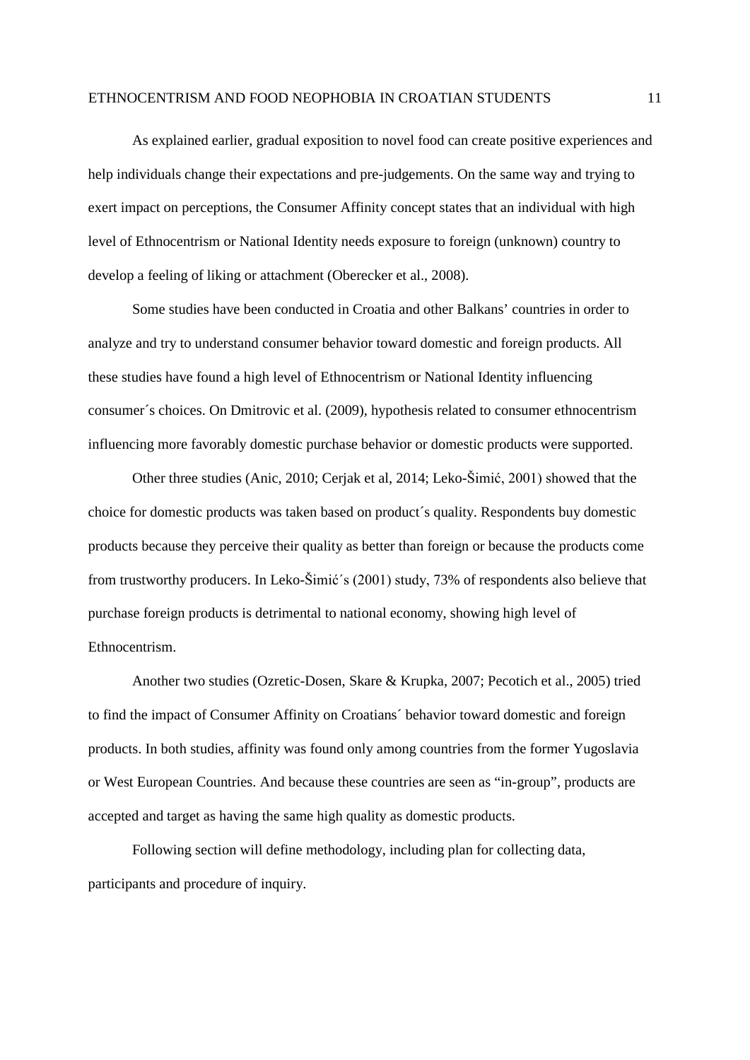As explained earlier, gradual exposition to novel food can create positive experiences and help individuals change their expectations and pre-judgements. On the same way and trying to exert impact on perceptions, the Consumer Affinity concept states that an individual with high level of Ethnocentrism or National Identity needs exposure to foreign (unknown) country to develop a feeling of liking or attachment (Oberecker et al., 2008).

Some studies have been conducted in Croatia and other Balkans' countries in order to analyze and try to understand consumer behavior toward domestic and foreign products. All these studies have found a high level of Ethnocentrism or National Identity influencing consumer´s choices. On Dmitrovic et al. (2009), hypothesis related to consumer ethnocentrism influencing more favorably domestic purchase behavior or domestic products were supported.

Other three studies (Anic, 2010; Cerjak et al, 2014; Leko-Šimić, 2001) showed that the choice for domestic products was taken based on product´s quality. Respondents buy domestic products because they perceive their quality as better than foreign or because the products come from trustworthy producers. In Leko-Šimić´s (2001) study, 73% of respondents also believe that purchase foreign products is detrimental to national economy, showing high level of Ethnocentrism.

Another two studies (Ozretic-Dosen, Skare & Krupka, 2007; Pecotich et al., 2005) tried to find the impact of Consumer Affinity on Croatians´ behavior toward domestic and foreign products. In both studies, affinity was found only among countries from the former Yugoslavia or West European Countries. And because these countries are seen as "in-group", products are accepted and target as having the same high quality as domestic products.

Following section will define methodology, including plan for collecting data, participants and procedure of inquiry.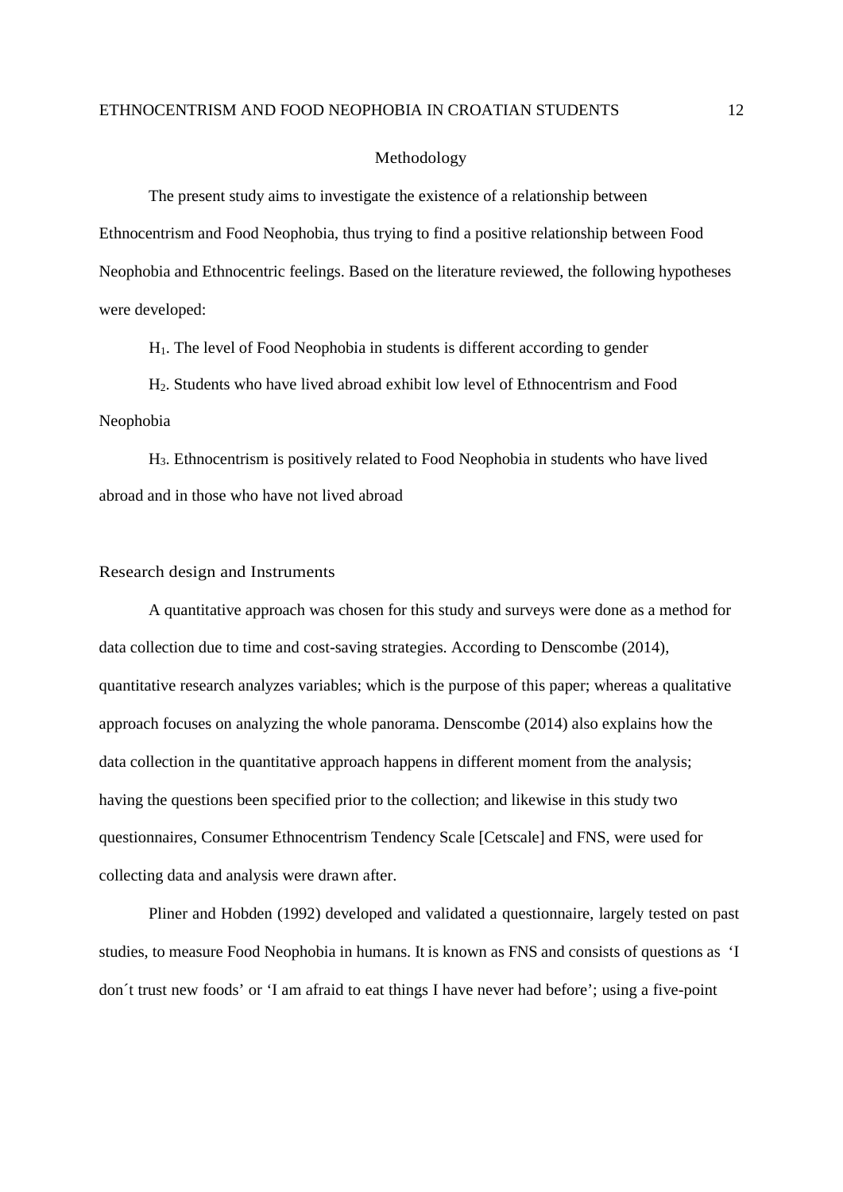# Methodology

The present study aims to investigate the existence of a relationship between Ethnocentrism and Food Neophobia, thus trying to find a positive relationship between Food Neophobia and Ethnocentric feelings. Based on the literature reviewed, the following hypotheses were developed:

$H_1$. The level of Food Neophobia in students is different according to gender

$H_2$. Students who have lived abroad exhibit low level of Ethnocentrism and Food Neophobia

$H_3$. Ethnocentrism is positively related to Food Neophobia in students who have lived abroad and in those who have not lived abroad

## Research design and Instruments

A quantitative approach was chosen for this study and surveys were done as a method for data collection due to time and cost-saving strategies. According to Denscombe (2014), quantitative research analyzes variables; which is the purpose of this paper; whereas a qualitative approach focuses on analyzing the whole panorama. Denscombe (2014) also explains how the data collection in the quantitative approach happens in different moment from the analysis; having the questions been specified prior to the collection; and likewise in this study two questionnaires, Consumer Ethnocentrism Tendency Scale [Cetscale] and FNS, were used for collecting data and analysis were drawn after.

Pliner and Hobden (1992) developed and validated a questionnaire, largely tested on past studies, to measure Food Neophobia in humans. It is known as FNS and consists of questions as 'I don´t trust new foods' or 'I am afraid to eat things I have never had before'; using a five-point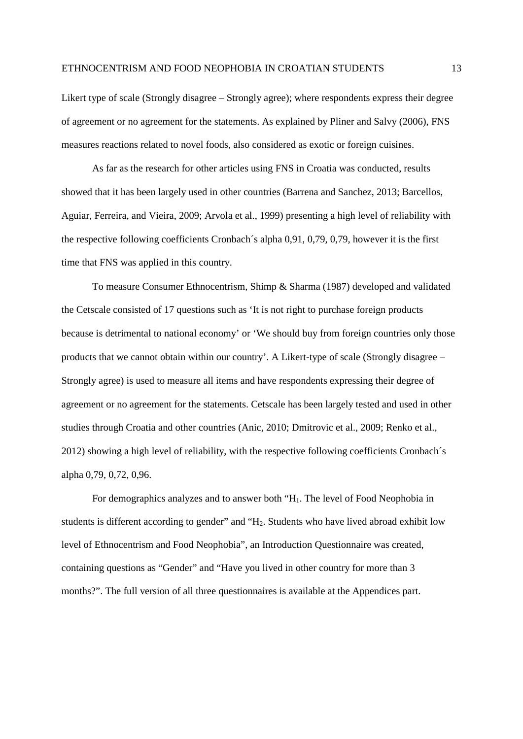Likert type of scale (Strongly disagree – Strongly agree); where respondents express their degree of agreement or no agreement for the statements. As explained by Pliner and Salvy (2006), FNS measures reactions related to novel foods, also considered as exotic or foreign cuisines.

As far as the research for other articles using FNS in Croatia was conducted, results showed that it has been largely used in other countries (Barrena and Sanchez, 2013; Barcellos, Aguiar, Ferreira, and Vieira, 2009; Arvola et al., 1999) presenting a high level of reliability with the respective following coefficients Cronbach´s alpha 0,91, 0,79, 0,79, however it is the first time that FNS was applied in this country.

To measure Consumer Ethnocentrism, Shimp & Sharma (1987) developed and validated the Cetscale consisted of 17 questions such as 'It is not right to purchase foreign products because is detrimental to national economy' or 'We should buy from foreign countries only those products that we cannot obtain within our country'. A Likert-type of scale (Strongly disagree – Strongly agree) is used to measure all items and have respondents expressing their degree of agreement or no agreement for the statements. Cetscale has been largely tested and used in other studies through Croatia and other countries (Anic, 2010; Dmitrovic et al., 2009; Renko et al., 2012) showing a high level of reliability, with the respective following coefficients Cronbach´s alpha 0,79, 0,72, 0,96.

For demographics analyzes and to answer both "$H_1$. The level of Food Neophobia in students is different according to gender" and "$H_2$. Students who have lived abroad exhibit low level of Ethnocentrism and Food Neophobia", an Introduction Questionnaire was created, containing questions as "Gender" and "Have you lived in other country for more than 3 months?". The full version of all three questionnaires is available at the Appendices part.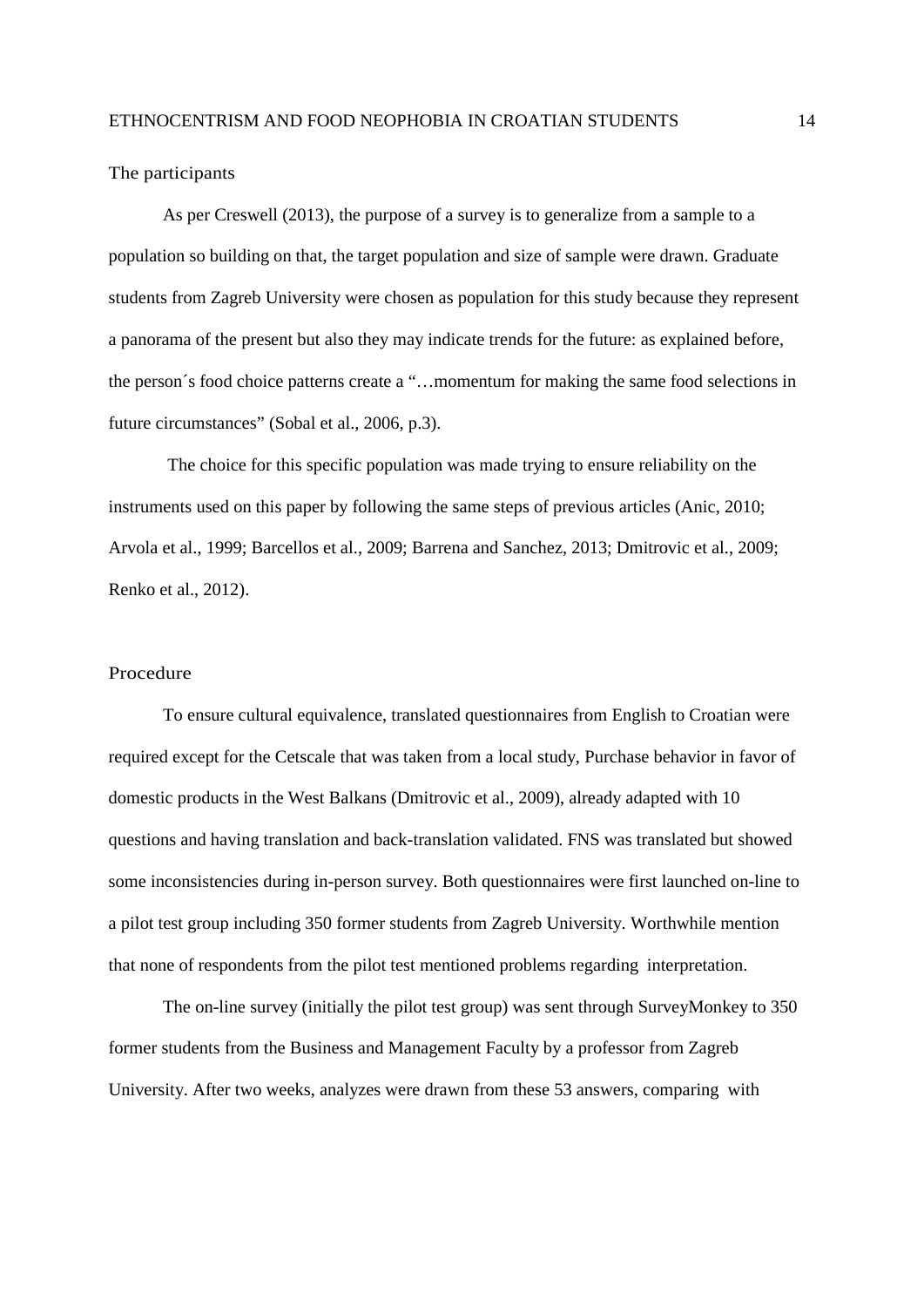## The participants

As per Creswell (2013), the purpose of a survey is to generalize from a sample to a population so building on that, the target population and size of sample were drawn. Graduate students from Zagreb University were chosen as population for this study because they represent a panorama of the present but also they may indicate trends for the future: as explained before, the person´s food choice patterns create a "…momentum for making the same food selections in future circumstances" (Sobal et al., 2006, p.3).

The choice for this specific population was made trying to ensure reliability on the instruments used on this paper by following the same steps of previous articles (Anic, 2010; Arvola et al., 1999; Barcellos et al., 2009; Barrena and Sanchez, 2013; Dmitrovic et al., 2009; Renko et al., 2012).

## Procedure

To ensure cultural equivalence, translated questionnaires from English to Croatian were required except for the Cetscale that was taken from a local study, Purchase behavior in favor of domestic products in the West Balkans (Dmitrovic et al., 2009), already adapted with 10 questions and having translation and back-translation validated. FNS was translated but showed some inconsistencies during in-person survey. Both questionnaires were first launched on-line to a pilot test group including 350 former students from Zagreb University. Worthwhile mention that none of respondents from the pilot test mentioned problems regarding interpretation.

The on-line survey (initially the pilot test group) was sent through SurveyMonkey to 350 former students from the Business and Management Faculty by a professor from Zagreb University. After two weeks, analyzes were drawn from these 53 answers, comparing with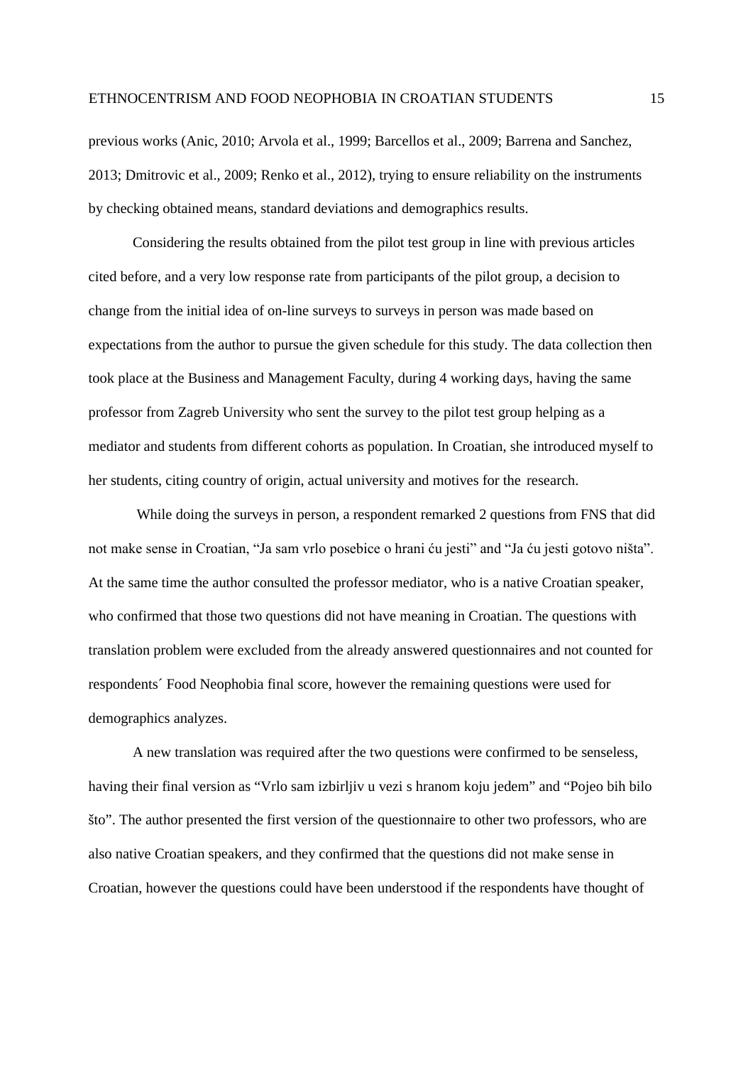previous works (Anic, 2010; Arvola et al., 1999; Barcellos et al., 2009; Barrena and Sanchez, 2013; Dmitrovic et al., 2009; Renko et al., 2012), trying to ensure reliability on the instruments by checking obtained means, standard deviations and demographics results.

Considering the results obtained from the pilot test group in line with previous articles cited before, and a very low response rate from participants of the pilot group, a decision to change from the initial idea of on-line surveys to surveys in person was made based on expectations from the author to pursue the given schedule for this study. The data collection then took place at the Business and Management Faculty, during 4 working days, having the same professor from Zagreb University who sent the survey to the pilot test group helping as a mediator and students from different cohorts as population. In Croatian, she introduced myself to her students, citing country of origin, actual university and motives for the research.

While doing the surveys in person, a respondent remarked 2 questions from FNS that did not make sense in Croatian, "Ja sam vrlo posebice o hrani ću jesti" and "Ja ću jesti gotovo ništa". At the same time the author consulted the professor mediator, who is a native Croatian speaker, who confirmed that those two questions did not have meaning in Croatian. The questions with translation problem were excluded from the already answered questionnaires and not counted for respondents´ Food Neophobia final score, however the remaining questions were used for demographics analyzes.

A new translation was required after the two questions were confirmed to be senseless, having their final version as "Vrlo sam izbirljiv u vezi s hranom koju jedem" and "Pojeo bih bilo što". The author presented the first version of the questionnaire to other two professors, who are also native Croatian speakers, and they confirmed that the questions did not make sense in Croatian, however the questions could have been understood if the respondents have thought of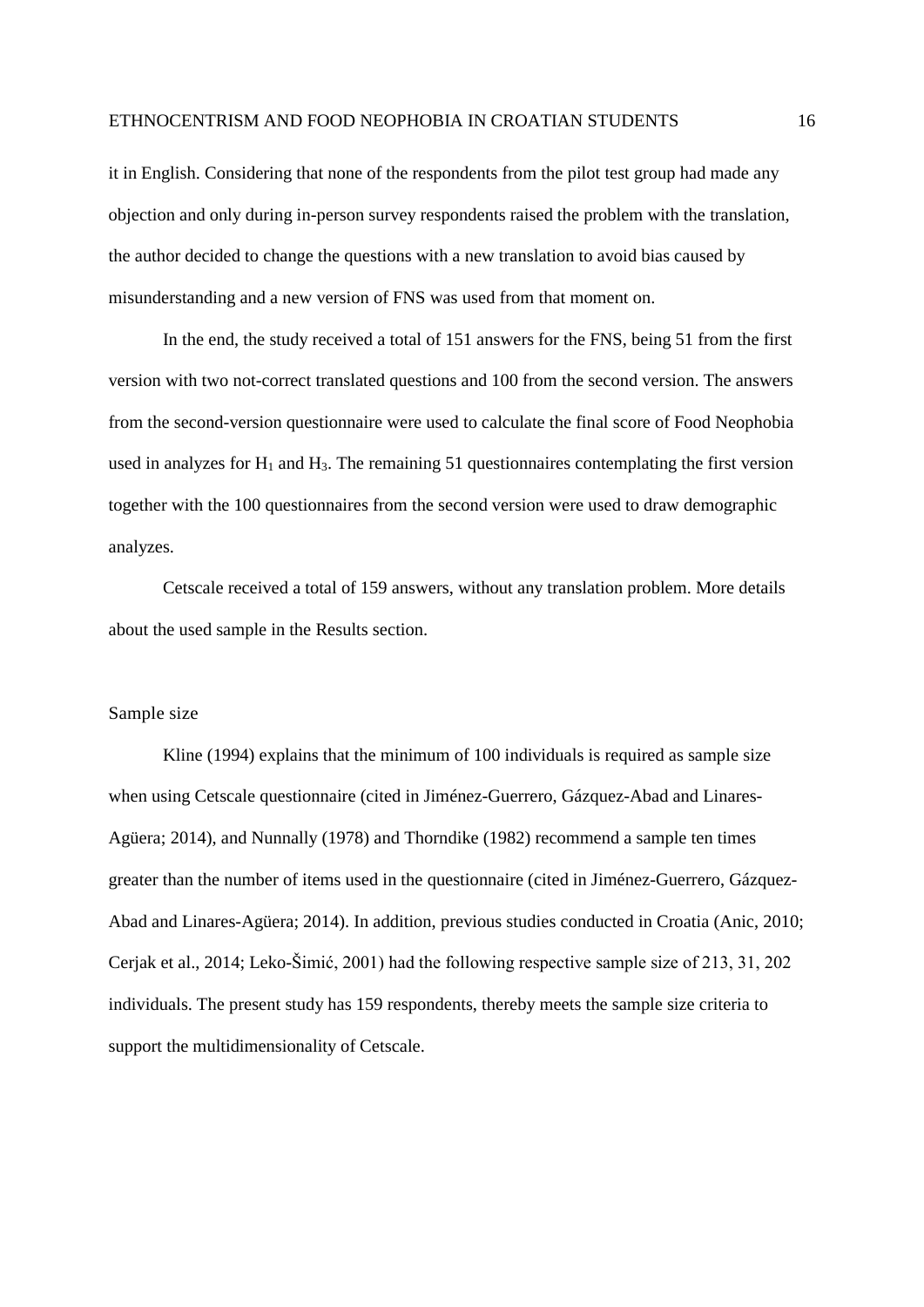it in English. Considering that none of the respondents from the pilot test group had made any objection and only during in-person survey respondents raised the problem with the translation, the author decided to change the questions with a new translation to avoid bias caused by misunderstanding and a new version of FNS was used from that moment on.

In the end, the study received a total of 151 answers for the FNS, being 51 from the first version with two not-correct translated questions and 100 from the second version. The answers from the second-version questionnaire were used to calculate the final score of Food Neophobia used in analyzes for $H_1$ and $H_3$. The remaining 51 questionnaires contemplating the first version together with the 100 questionnaires from the second version were used to draw demographic analyzes.

Cetscale received a total of 159 answers, without any translation problem. More details about the used sample in the Results section.

## Sample size

Kline (1994) explains that the minimum of 100 individuals is required as sample size when using Cetscale questionnaire (cited in Jiménez-Guerrero, Gázquez-Abad and Linares-Agüera; 2014), and Nunnally (1978) and Thorndike (1982) recommend a sample ten times greater than the number of items used in the questionnaire (cited in Jiménez-Guerrero, Gázquez-Abad and Linares-Agüera; 2014). In addition, previous studies conducted in Croatia (Anic, 2010; Cerjak et al., 2014; Leko-Šimić, 2001) had the following respective sample size of 213, 31, 202 individuals. The present study has 159 respondents, thereby meets the sample size criteria to support the multidimensionality of Cetscale.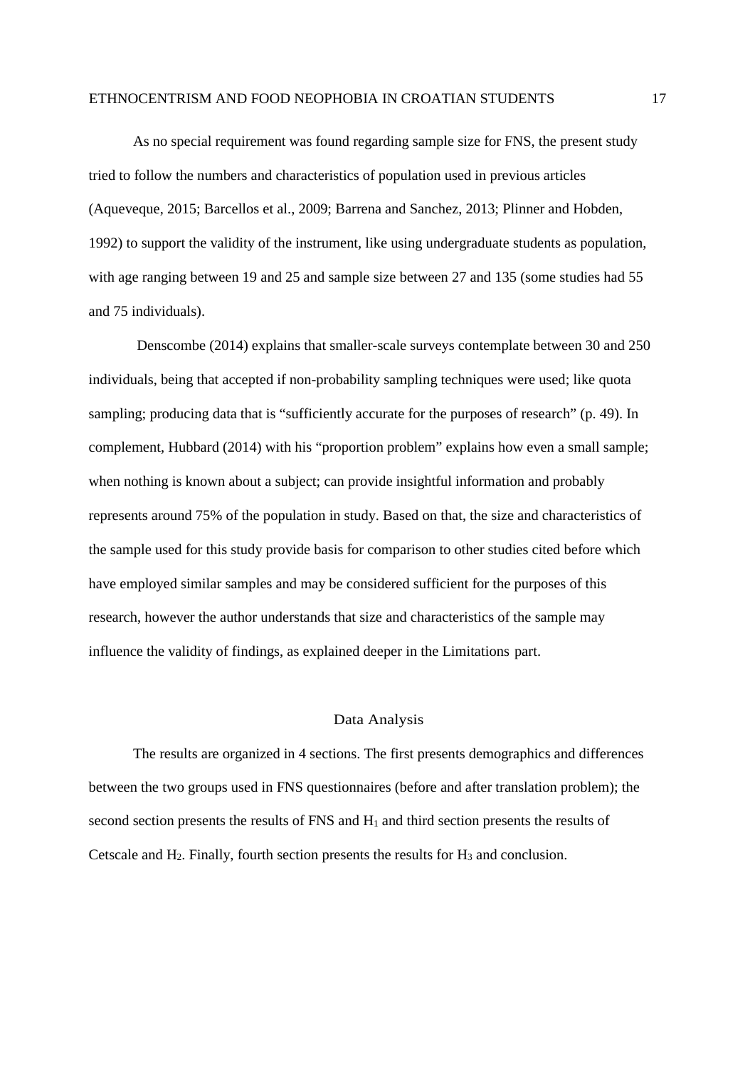As no special requirement was found regarding sample size for FNS, the present study tried to follow the numbers and characteristics of population used in previous articles (Aqueveque, 2015; Barcellos et al., 2009; Barrena and Sanchez, 2013; Plinner and Hobden, 1992) to support the validity of the instrument, like using undergraduate students as population, with age ranging between 19 and 25 and sample size between 27 and 135 (some studies had 55 and 75 individuals).

Denscombe (2014) explains that smaller-scale surveys contemplate between 30 and 250 individuals, being that accepted if non-probability sampling techniques were used; like quota sampling; producing data that is "sufficiently accurate for the purposes of research" (p. 49). In complement, Hubbard (2014) with his "proportion problem" explains how even a small sample; when nothing is known about a subject; can provide insightful information and probably represents around 75% of the population in study. Based on that, the size and characteristics of the sample used for this study provide basis for comparison to other studies cited before which have employed similar samples and may be considered sufficient for the purposes of this research, however the author understands that size and characteristics of the sample may influence the validity of findings, as explained deeper in the Limitations part.

## Data Analysis

The results are organized in 4 sections. The first presents demographics and differences between the two groups used in FNS questionnaires (before and after translation problem); the second section presents the results of FNS and $H_1$ and third section presents the results of Cetscale and $H_2$. Finally, fourth section presents the results for $H_3$ and conclusion.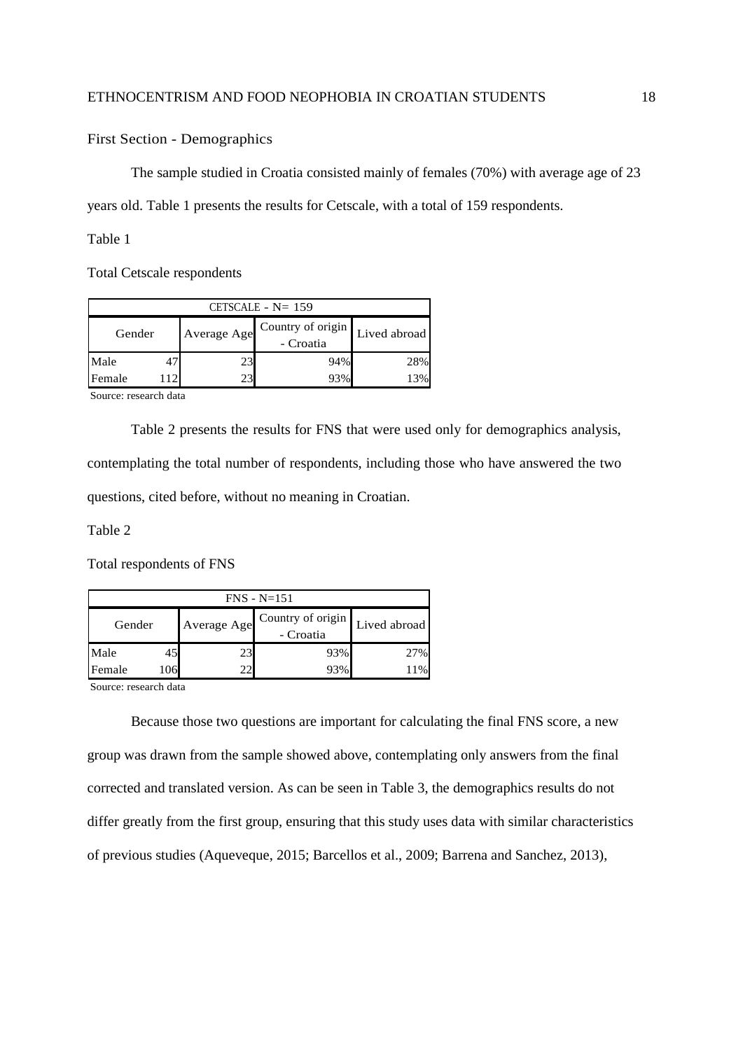First Section - Demographics

The sample studied in Croatia consisted mainly of females (70%) with average age of 23 years old. Table 1 presents the results for Cetscale, with a total of 159 respondents.

Table 1

Total Cetscale respondents

| CETSCALE - N= 159 | | | | |
|---|---|---|---|---|
| Gender | | Average Age | Country of origin - Croatia | Lived abroad |
| Male | 47 | 23 | 94% | 28% |
| Female | 112 | 23 | 93% | 13% |

Source: research data

Table 2 presents the results for FNS that were used only for demographics analysis, contemplating the total number of respondents, including those who have answered the two questions, cited before, without no meaning in Croatian.

Table 2

Total respondents of FNS

| FNS - N=151 | | | | |
|---|---|---|---|---|
| Gender | | Average Age | Country of origin - Croatia | Lived abroad |
| Male | 45 | 23 | 93% | 27% |
| Female | 106 | 22 | 93% | 11% |

Source: research data

Because those two questions are important for calculating the final FNS score, a new group was drawn from the sample showed above, contemplating only answers from the final corrected and translated version. As can be seen in Table 3, the demographics results do not differ greatly from the first group, ensuring that this study uses data with similar characteristics of previous studies (Aqueveque, 2015; Barcellos et al., 2009; Barrena and Sanchez, 2013),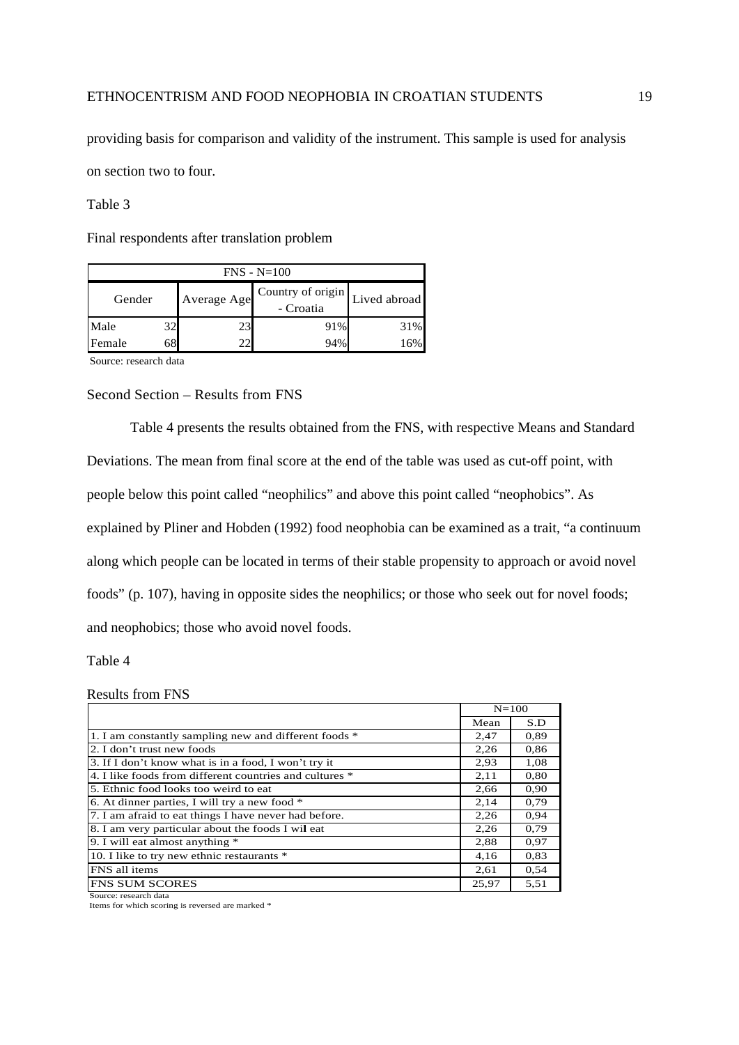providing basis for comparison and validity of the instrument. This sample is used for analysis on section two to four.

Table 3

Final respondents after translation problem

| FNS - N=100 | | | | |
|---|---|---|---|---|
| Gender | | Average Age | Country of origin - Croatia | Lived abroad |
| Male | 32 | 23 | 91% | 31% |
| Female | 68 | 22 | 94% | 16% |

Source: research data

## Second Section – Results from FNS

Table 4 presents the results obtained from the FNS, with respective Means and Standard Deviations. The mean from final score at the end of the table was used as cut-off point, with people below this point called "neophilics" and above this point called "neophobics". As explained by Pliner and Hobden (1992) food neophobia can be examined as a trait, "a continuum along which people can be located in terms of their stable propensity to approach or avoid novel foods" (p. 107), having in opposite sides the neophilics; or those who seek out for novel foods; and neophobics; those who avoid novel foods.

Table 4

Results from FNS

| | N=100 | |
|---|---|---|
| | Mean | S.D |
| 1. I am constantly sampling new and different foods * | 2,47 | 0,89 |
| 2. I don't trust new foods | 2,26 | 0,86 |
| 3. If I don't know what is in a food, I won't try it | 2,93 | 1,08 |
| 4. I like foods from different countries and cultures * | 2,11 | 0,80 |
| 5. Ethnic food looks too weird to eat | 2,66 | 0,90 |
| 6. At dinner parties, I will try a new food * | 2,14 | 0,79 |
| 7. I am afraid to eat things I have never had before. | 2,26 | 0,94 |
| 8. I am very particular about the foods I wil eat | 2,26 | 0,79 |
| 9. I will eat almost anything * | 2,88 | 0,97 |
| 10. I like to try new ethnic restaurants * | 4,16 | 0,83 |
| FNS all items | 2,61 | 0,54 |
| FNS SUM SCORES | 25,97 | 5,51 |

Source: research data

Items for which scoring is reversed are marked *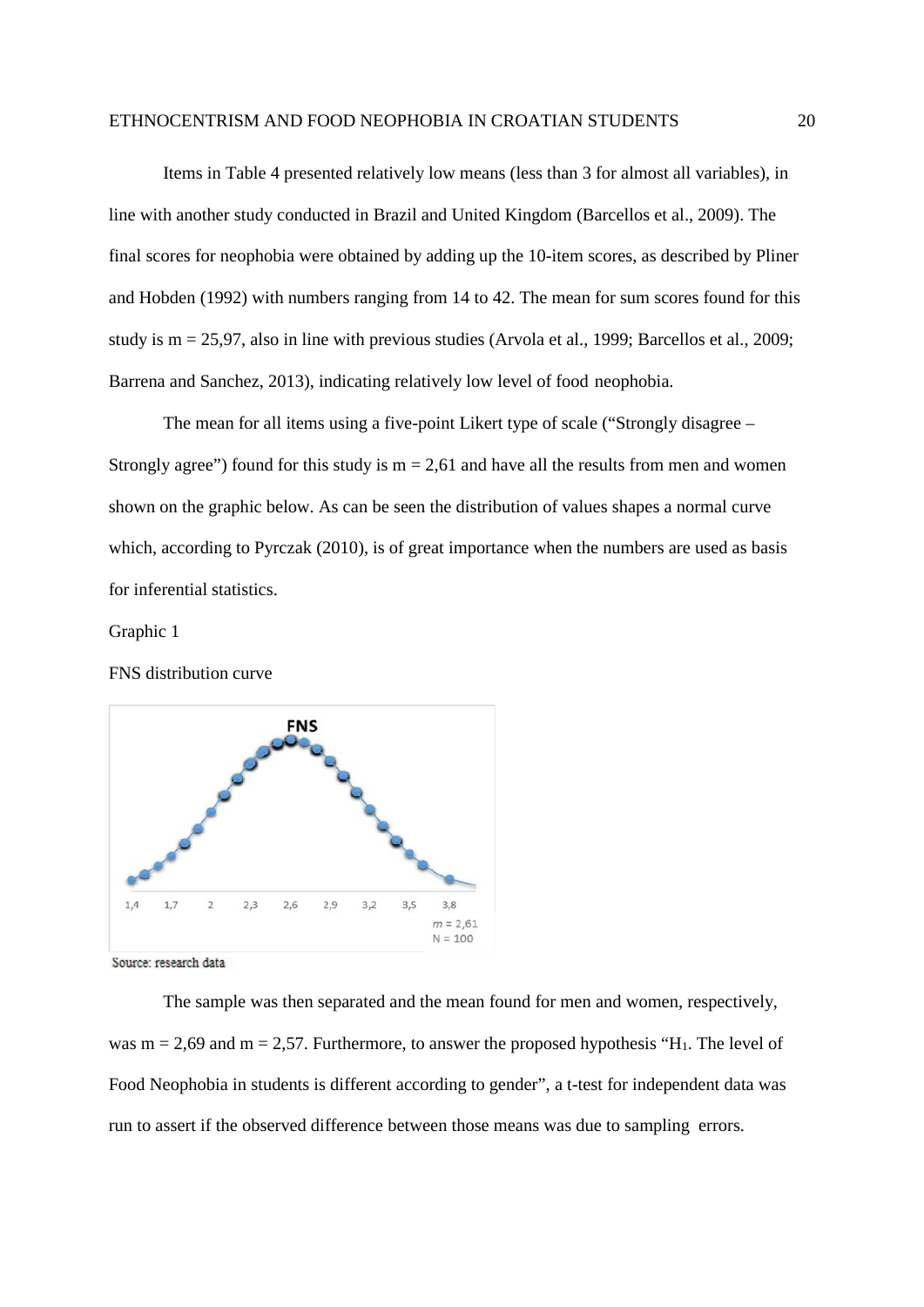Items in Table 4 presented relatively low means (less than 3 for almost all variables), in line with another study conducted in Brazil and United Kingdom (Barcellos et al., 2009). The final scores for neophobia were obtained by adding up the 10-item scores, as described by Pliner and Hobden (1992) with numbers ranging from 14 to 42. The mean for sum scores found for this study is m = 25,97, also in line with previous studies (Arvola et al., 1999; Barcellos et al., 2009; Barrena and Sanchez, 2013), indicating relatively low level of food neophobia.

The mean for all items using a five-point Likert type of scale ("Strongly disagree – Strongly agree") found for this study is m = 2,61 and have all the results from men and women shown on the graphic below. As can be seen the distribution of values shapes a normal curve which, according to Pyrczak (2010), is of great importance when the numbers are used as basis for inferential statistics.

Graphic 1

FNS distribution curve

Source: research data

The sample was then separated and the mean found for men and women, respectively, was m = 2,69 and m = 2,57. Furthermore, to answer the proposed hypothesis "$H_1$. The level of Food Neophobia in students is different according to gender", a t-test for independent data was run to assert if the observed difference between those means was due to sampling errors.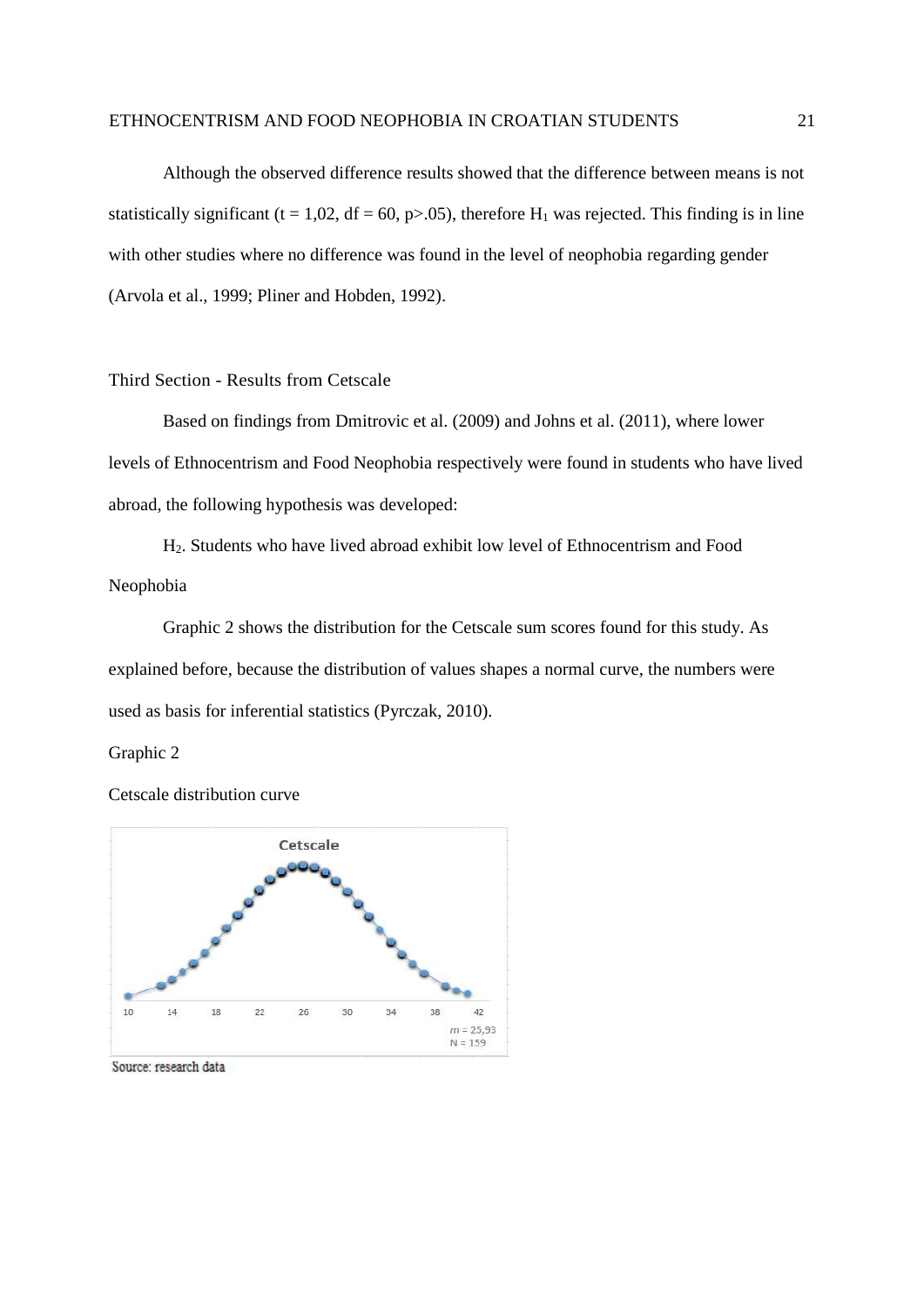Although the observed difference results showed that the difference between means is not statistically significant ($t = 1{,}02$, $df = 60$, $p>.05$), therefore $H_1$ was rejected. This finding is in line with other studies where no difference was found in the level of neophobia regarding gender (Arvola et al., 1999; Pliner and Hobden, 1992).

## Third Section - Results from Cetscale

Based on findings from Dmitrovic et al. (2009) and Johns et al. (2011), where lower levels of Ethnocentrism and Food Neophobia respectively were found in students who have lived abroad, the following hypothesis was developed:

$H_2$. Students who have lived abroad exhibit low level of Ethnocentrism and Food Neophobia

Graphic 2 shows the distribution for the Cetscale sum scores found for this study. As explained before, because the distribution of values shapes a normal curve, the numbers were used as basis for inferential statistics (Pyrczak, 2010).

Graphic 2

Cetscale distribution curve

Source: research data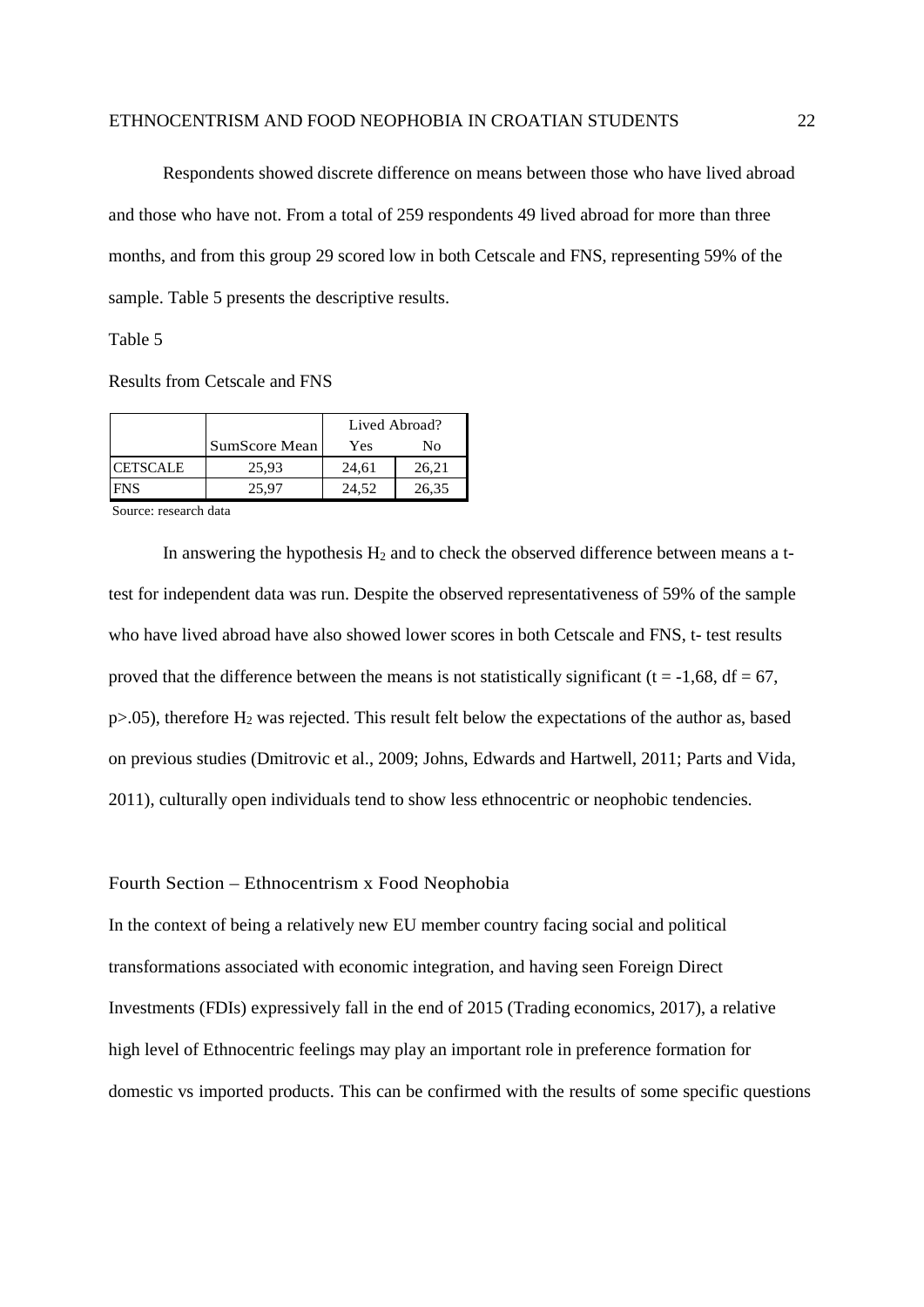Respondents showed discrete difference on means between those who have lived abroad and those who have not. From a total of 259 respondents 49 lived abroad for more than three months, and from this group 29 scored low in both Cetscale and FNS, representing 59% of the sample. Table 5 presents the descriptive results.

Table 5

Results from Cetscale and FNS

| | SumScore Mean | Lived Abroad? | |
|---|---|---|---|
| | | Yes | No |
| CETSCALE | 25,93 | 24,61 | 26,21 |
| FNS | 25,97 | 24,52 | 26,35 |

Source: research data

In answering the hypothesis $H_2$ and to check the observed difference between means a t-test for independent data was run. Despite the observed representativeness of 59% of the sample who have lived abroad have also showed lower scores in both Cetscale and FNS, t- test results proved that the difference between the means is not statistically significant ($t = -1{,}68$, $df = 67$, $p > .05$), therefore $H_2$ was rejected. This result felt below the expectations of the author as, based on previous studies (Dmitrovic et al., 2009; Johns, Edwards and Hartwell, 2011; Parts and Vida, 2011), culturally open individuals tend to show less ethnocentric or neophobic tendencies.

## Fourth Section – Ethnocentrism x Food Neophobia

In the context of being a relatively new EU member country facing social and political transformations associated with economic integration, and having seen Foreign Direct Investments (FDIs) expressively fall in the end of 2015 (Trading economics, 2017), a relative high level of Ethnocentric feelings may play an important role in preference formation for domestic vs imported products. This can be confirmed with the results of some specific questions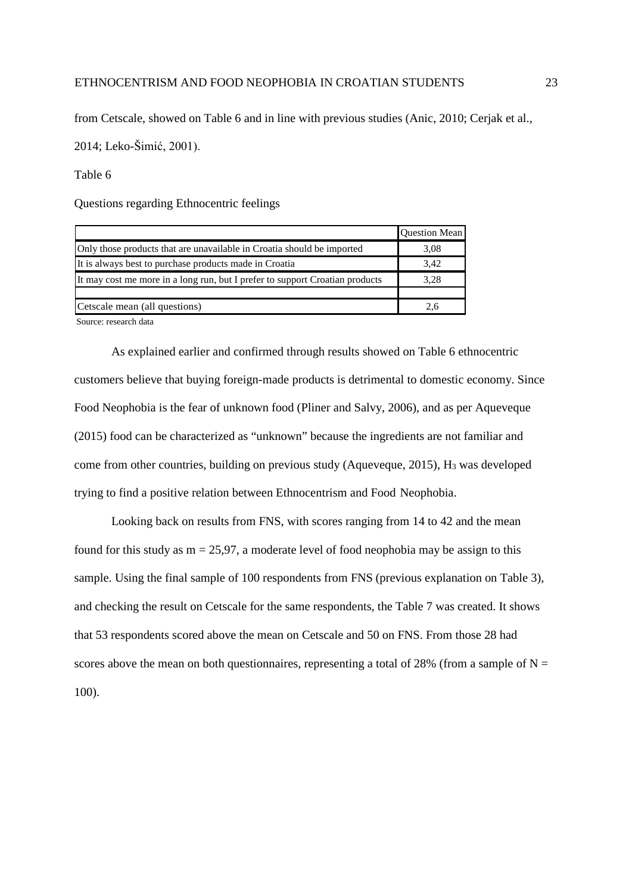from Cetscale, showed on Table 6 and in line with previous studies (Anic, 2010; Cerjak et al., 2014; Leko-Šimić, 2001).

Table 6

Questions regarding Ethnocentric feelings

| | Question Mean |
|---|---|
| Only those products that are unavailable in Croatia should be imported | 3,08 |
| It is always best to purchase products made in Croatia | 3,42 |
| It may cost me more in a long run, but I prefer to support Croatian products | 3,28 |
| | |
| Cetscale mean (all questions) | 2,6 |

Source: research data

As explained earlier and confirmed through results showed on Table 6 ethnocentric customers believe that buying foreign-made products is detrimental to domestic economy. Since Food Neophobia is the fear of unknown food (Pliner and Salvy, 2006), and as per Aqueveque (2015) food can be characterized as "unknown" because the ingredients are not familiar and come from other countries, building on previous study (Aqueveque, 2015), $H_3$ was developed trying to find a positive relation between Ethnocentrism and Food Neophobia.

Looking back on results from FNS, with scores ranging from 14 to 42 and the mean found for this study as m = 25,97, a moderate level of food neophobia may be assign to this sample. Using the final sample of 100 respondents from FNS (previous explanation on Table 3), and checking the result on Cetscale for the same respondents, the Table 7 was created. It shows that 53 respondents scored above the mean on Cetscale and 50 on FNS. From those 28 had scores above the mean on both questionnaires, representing a total of 28% (from a sample of N = 100).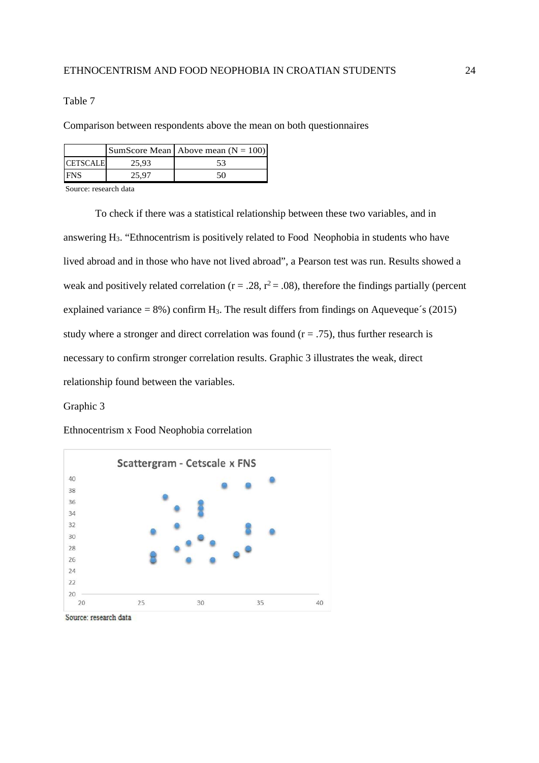Table 7

Comparison between respondents above the mean on both questionnaires

| | SumScore Mean | Above mean (N = 100) |
|---|---|---|
| CETSCALE | 25,93 | 53 |
| FNS | 25,97 | 50 |

Source: research data

To check if there was a statistical relationship between these two variables, and in answering $H_3$. "Ethnocentrism is positively related to Food Neophobia in students who have lived abroad and in those who have not lived abroad", a Pearson test was run. Results showed a weak and positively related correlation ($r = .28$, $r^2 = .08$), therefore the findings partially (percent explained variance = 8%) confirm $H_3$. The result differs from findings on Aqueveque´s (2015) study where a stronger and direct correlation was found ($r = .75$), thus further research is necessary to confirm stronger correlation results. Graphic 3 illustrates the weak, direct relationship found between the variables.

Graphic 3

Ethnocentrism x Food Neophobia correlation

Scattergram - Cetscale x FNS

Source: research data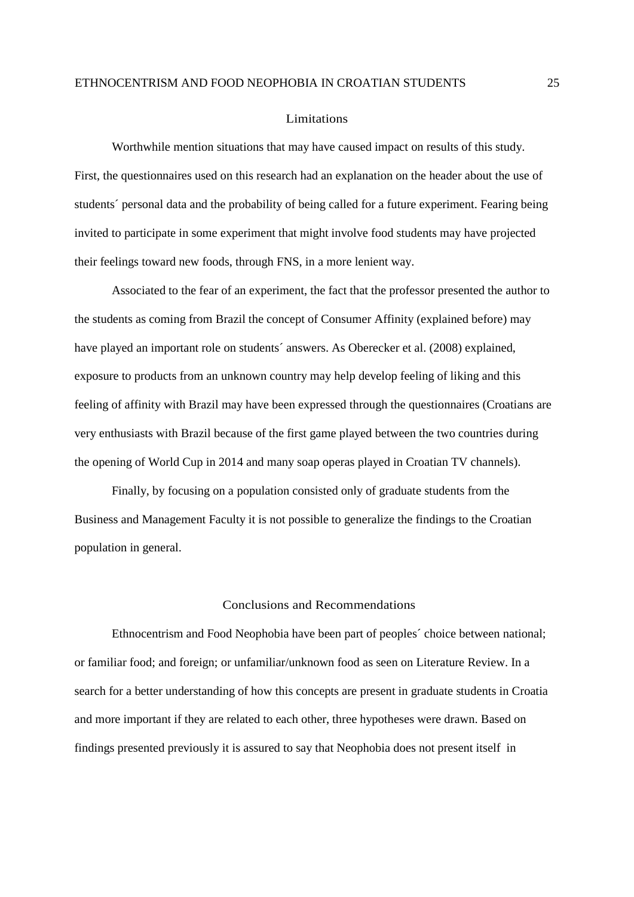## Limitations

Worthwhile mention situations that may have caused impact on results of this study. First, the questionnaires used on this research had an explanation on the header about the use of students´ personal data and the probability of being called for a future experiment. Fearing being invited to participate in some experiment that might involve food students may have projected their feelings toward new foods, through FNS, in a more lenient way.

Associated to the fear of an experiment, the fact that the professor presented the author to the students as coming from Brazil the concept of Consumer Affinity (explained before) may have played an important role on students´ answers. As Oberecker et al. (2008) explained, exposure to products from an unknown country may help develop feeling of liking and this feeling of affinity with Brazil may have been expressed through the questionnaires (Croatians are very enthusiasts with Brazil because of the first game played between the two countries during the opening of World Cup in 2014 and many soap operas played in Croatian TV channels).

Finally, by focusing on a population consisted only of graduate students from the Business and Management Faculty it is not possible to generalize the findings to the Croatian population in general.

## Conclusions and Recommendations

Ethnocentrism and Food Neophobia have been part of peoples´ choice between national; or familiar food; and foreign; or unfamiliar/unknown food as seen on Literature Review. In a search for a better understanding of how this concepts are present in graduate students in Croatia and more important if they are related to each other, three hypotheses were drawn. Based on findings presented previously it is assured to say that Neophobia does not present itself in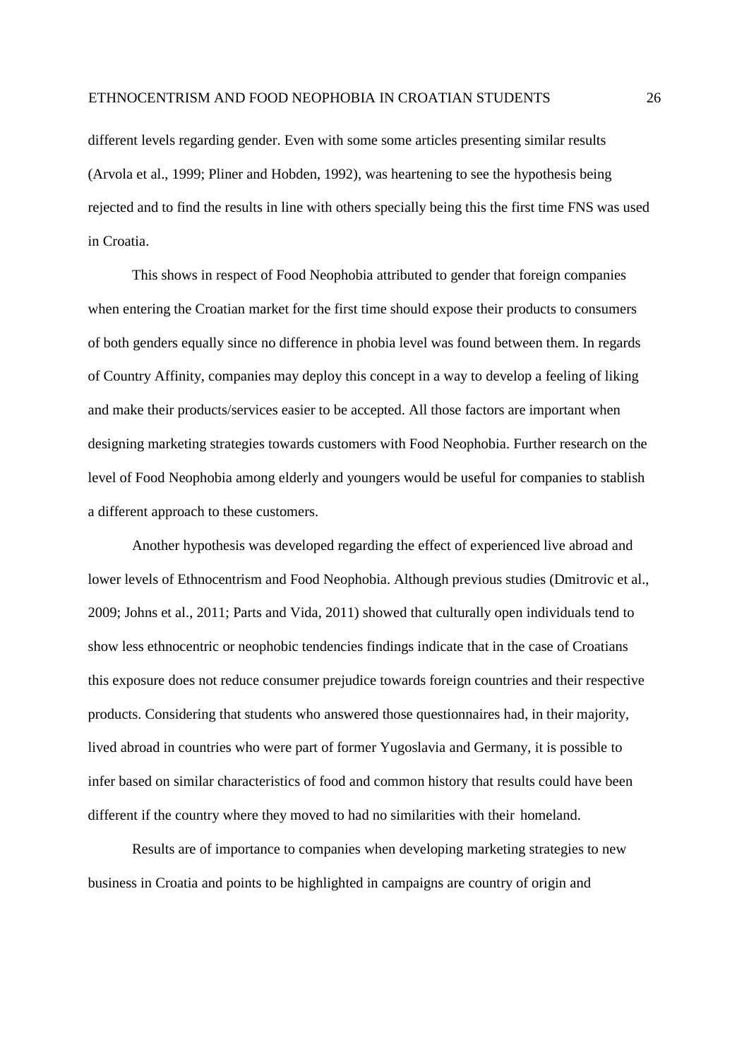different levels regarding gender. Even with some some articles presenting similar results (Arvola et al., 1999; Pliner and Hobden, 1992), was heartening to see the hypothesis being rejected and to find the results in line with others specially being this the first time FNS was used in Croatia.

This shows in respect of Food Neophobia attributed to gender that foreign companies when entering the Croatian market for the first time should expose their products to consumers of both genders equally since no difference in phobia level was found between them. In regards of Country Affinity, companies may deploy this concept in a way to develop a feeling of liking and make their products/services easier to be accepted. All those factors are important when designing marketing strategies towards customers with Food Neophobia. Further research on the level of Food Neophobia among elderly and youngers would be useful for companies to stablish a different approach to these customers.

Another hypothesis was developed regarding the effect of experienced live abroad and lower levels of Ethnocentrism and Food Neophobia. Although previous studies (Dmitrovic et al., 2009; Johns et al., 2011; Parts and Vida, 2011) showed that culturally open individuals tend to show less ethnocentric or neophobic tendencies findings indicate that in the case of Croatians this exposure does not reduce consumer prejudice towards foreign countries and their respective products. Considering that students who answered those questionnaires had, in their majority, lived abroad in countries who were part of former Yugoslavia and Germany, it is possible to infer based on similar characteristics of food and common history that results could have been different if the country where they moved to had no similarities with their homeland.

Results are of importance to companies when developing marketing strategies to new business in Croatia and points to be highlighted in campaigns are country of origin and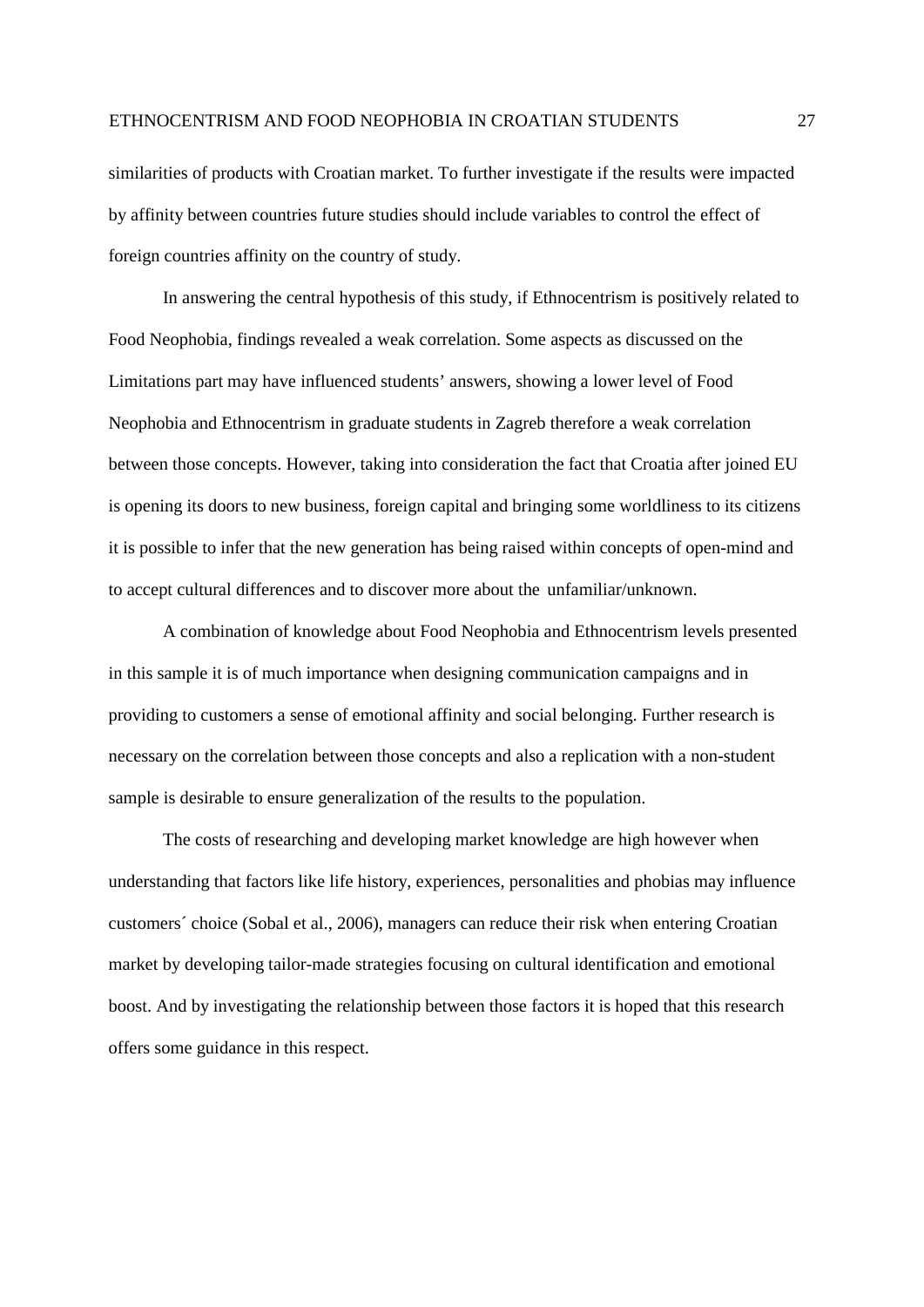similarities of products with Croatian market. To further investigate if the results were impacted by affinity between countries future studies should include variables to control the effect of foreign countries affinity on the country of study.

In answering the central hypothesis of this study, if Ethnocentrism is positively related to Food Neophobia, findings revealed a weak correlation. Some aspects as discussed on the Limitations part may have influenced students' answers, showing a lower level of Food Neophobia and Ethnocentrism in graduate students in Zagreb therefore a weak correlation between those concepts. However, taking into consideration the fact that Croatia after joined EU is opening its doors to new business, foreign capital and bringing some worldliness to its citizens it is possible to infer that the new generation has being raised within concepts of open-mind and to accept cultural differences and to discover more about the unfamiliar/unknown.

A combination of knowledge about Food Neophobia and Ethnocentrism levels presented in this sample it is of much importance when designing communication campaigns and in providing to customers a sense of emotional affinity and social belonging. Further research is necessary on the correlation between those concepts and also a replication with a non-student sample is desirable to ensure generalization of the results to the population.

The costs of researching and developing market knowledge are high however when understanding that factors like life history, experiences, personalities and phobias may influence customers´ choice (Sobal et al., 2006), managers can reduce their risk when entering Croatian market by developing tailor-made strategies focusing on cultural identification and emotional boost. And by investigating the relationship between those factors it is hoped that this research offers some guidance in this respect.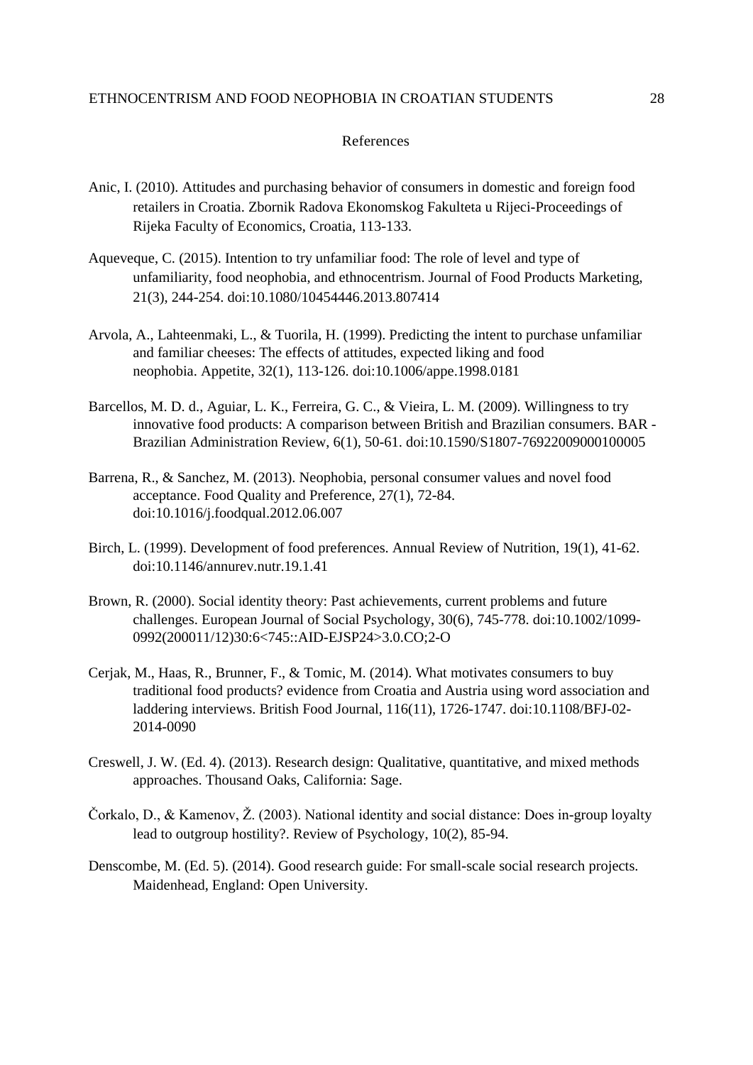# References

Anic, I. (2010). Attitudes and purchasing behavior of consumers in domestic and foreign food retailers in Croatia. Zbornik Radova Ekonomskog Fakulteta u Rijeci-Proceedings of Rijeka Faculty of Economics, Croatia, 113-133.

Aqueveque, C. (2015). Intention to try unfamiliar food: The role of level and type of unfamiliarity, food neophobia, and ethnocentrism. Journal of Food Products Marketing, 21(3), 244-254. doi:10.1080/10454446.2013.807414

Arvola, A., Lahteenmaki, L., & Tuorila, H. (1999). Predicting the intent to purchase unfamiliar and familiar cheeses: The effects of attitudes, expected liking and food neophobia. Appetite, 32(1), 113-126. doi:10.1006/appe.1998.0181

Barcellos, M. D. d., Aguiar, L. K., Ferreira, G. C., & Vieira, L. M. (2009). Willingness to try innovative food products: A comparison between British and Brazilian consumers. BAR - Brazilian Administration Review, 6(1), 50-61. doi:10.1590/S1807-76922009000100005

Barrena, R., & Sanchez, M. (2013). Neophobia, personal consumer values and novel food acceptance. Food Quality and Preference, 27(1), 72-84. doi:10.1016/j.foodqual.2012.06.007

Birch, L. (1999). Development of food preferences. Annual Review of Nutrition, 19(1), 41-62. doi:10.1146/annurev.nutr.19.1.41

Brown, R. (2000). Social identity theory: Past achievements, current problems and future challenges. European Journal of Social Psychology, 30(6), 745-778. doi:10.1002/1099-0992(200011/12)30:6<745::AID-EJSP24>3.0.CO;2-O

Cerjak, M., Haas, R., Brunner, F., & Tomic, M. (2014). What motivates consumers to buy traditional food products? evidence from Croatia and Austria using word association and laddering interviews. British Food Journal, 116(11), 1726-1747. doi:10.1108/BFJ-02-2014-0090

Creswell, J. W. (Ed. 4). (2013). Research design: Qualitative, quantitative, and mixed methods approaches. Thousand Oaks, California: Sage.

Čorkalo, D., & Kamenov, Ž. (2003). National identity and social distance: Does in-group loyalty lead to outgroup hostility?. Review of Psychology, 10(2), 85-94.

Denscombe, M. (Ed. 5). (2014). Good research guide: For small-scale social research projects. Maidenhead, England: Open University.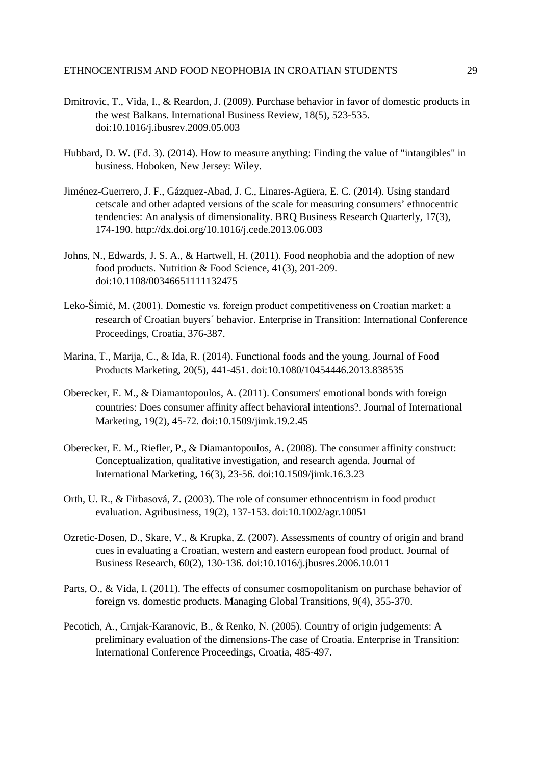Dmitrovic, T., Vida, I., & Reardon, J. (2009). Purchase behavior in favor of domestic products in the west Balkans. International Business Review, 18(5), 523-535. doi:10.1016/j.ibusrev.2009.05.003

Hubbard, D. W. (Ed. 3). (2014). How to measure anything: Finding the value of "intangibles" in business. Hoboken, New Jersey: Wiley.

Jiménez-Guerrero, J. F., Gázquez-Abad, J. C., Linares-Agüera, E. C. (2014). Using standard cetscale and other adapted versions of the scale for measuring consumers' ethnocentric tendencies: An analysis of dimensionality. BRQ Business Research Quarterly, 17(3), 174-190. http://dx.doi.org/10.1016/j.cede.2013.06.003

Johns, N., Edwards, J. S. A., & Hartwell, H. (2011). Food neophobia and the adoption of new food products. Nutrition & Food Science, 41(3), 201-209. doi:10.1108/00346651111132475

Leko-Šimić, M. (2001). Domestic vs. foreign product competitiveness on Croatian market: a research of Croatian buyers´ behavior. Enterprise in Transition: International Conference Proceedings, Croatia, 376-387.

Marina, T., Marija, C., & Ida, R. (2014). Functional foods and the young. Journal of Food Products Marketing, 20(5), 441-451. doi:10.1080/10454446.2013.838535

Oberecker, E. M., & Diamantopoulos, A. (2011). Consumers' emotional bonds with foreign countries: Does consumer affinity affect behavioral intentions?. Journal of International Marketing, 19(2), 45-72. doi:10.1509/jimk.19.2.45

Oberecker, E. M., Riefler, P., & Diamantopoulos, A. (2008). The consumer affinity construct: Conceptualization, qualitative investigation, and research agenda. Journal of International Marketing, 16(3), 23-56. doi:10.1509/jimk.16.3.23

Orth, U. R., & Firbasová, Z. (2003). The role of consumer ethnocentrism in food product evaluation. Agribusiness, 19(2), 137-153. doi:10.1002/agr.10051

Ozretic-Dosen, D., Skare, V., & Krupka, Z. (2007). Assessments of country of origin and brand cues in evaluating a Croatian, western and eastern european food product. Journal of Business Research, 60(2), 130-136. doi:10.1016/j.jbusres.2006.10.011

Parts, O., & Vida, I. (2011). The effects of consumer cosmopolitanism on purchase behavior of foreign vs. domestic products. Managing Global Transitions, 9(4), 355-370.

Pecotich, A., Crnjak-Karanovic, B., & Renko, N. (2005). Country of origin judgements: A preliminary evaluation of the dimensions-The case of Croatia. Enterprise in Transition: International Conference Proceedings, Croatia, 485-497.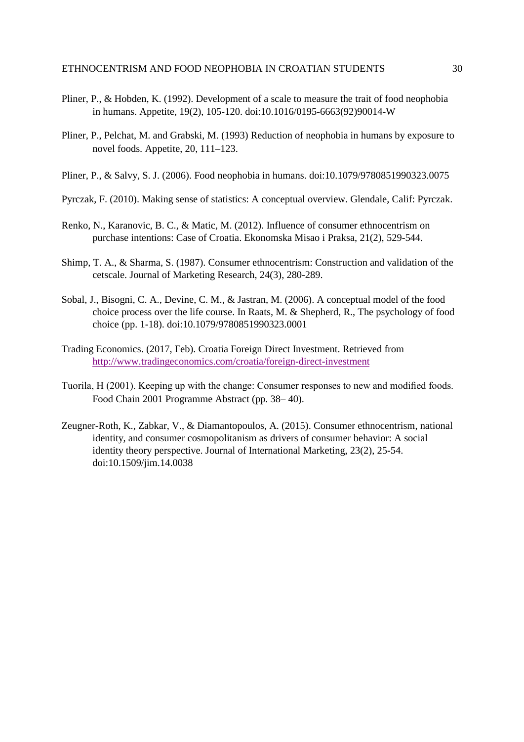Pliner, P., & Hobden, K. (1992). Development of a scale to measure the trait of food neophobia in humans. Appetite, 19(2), 105-120. doi:10.1016/0195-6663(92)90014-W

Pliner, P., Pelchat, M. and Grabski, M. (1993) Reduction of neophobia in humans by exposure to novel foods. Appetite, 20, 111–123.

Pliner, P., & Salvy, S. J. (2006). Food neophobia in humans. doi:10.1079/9780851990323.0075

Pyrczak, F. (2010). Making sense of statistics: A conceptual overview. Glendale, Calif: Pyrczak.

Renko, N., Karanovic, B. C., & Matic, M. (2012). Influence of consumer ethnocentrism on purchase intentions: Case of Croatia. Ekonomska Misao i Praksa, 21(2), 529-544.

Shimp, T. A., & Sharma, S. (1987). Consumer ethnocentrism: Construction and validation of the cetscale. Journal of Marketing Research, 24(3), 280-289.

Sobal, J., Bisogni, C. A., Devine, C. M., & Jastran, M. (2006). A conceptual model of the food choice process over the life course. In Raats, M. & Shepherd, R., The psychology of food choice (pp. 1-18). doi:10.1079/9780851990323.0001

Trading Economics. (2017, Feb). Croatia Foreign Direct Investment. Retrieved from http://www.tradingeconomics.com/croatia/foreign-direct-investment

Tuorila, H (2001). Keeping up with the change: Consumer responses to new and modified foods. Food Chain 2001 Programme Abstract (pp. 38– 40).

Zeugner-Roth, K., Zabkar, V., & Diamantopoulos, A. (2015). Consumer ethnocentrism, national identity, and consumer cosmopolitanism as drivers of consumer behavior: A social identity theory perspective. Journal of International Marketing, 23(2), 25-54. doi:10.1509/jim.14.0038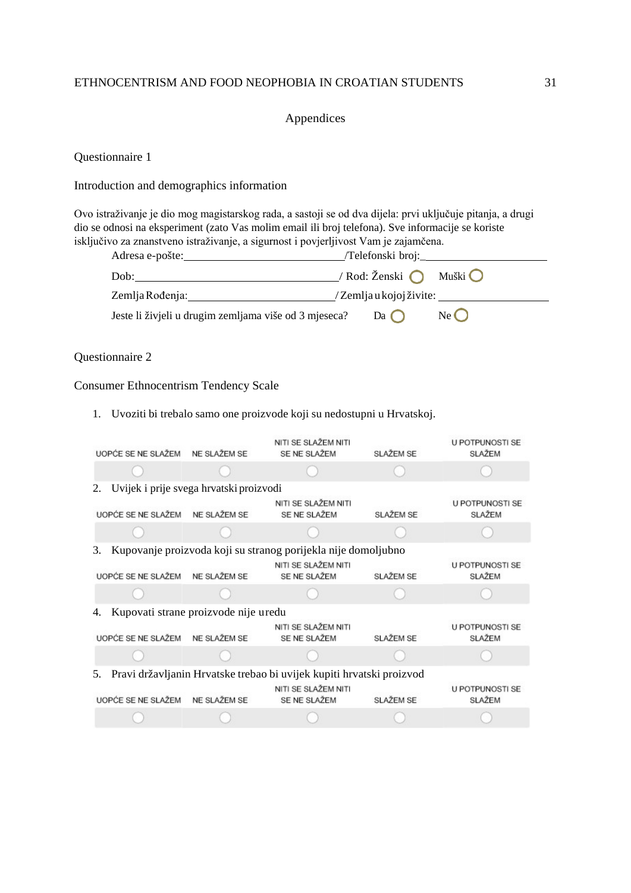Appendices

Questionnaire 1

Introduction and demographics information

Ovo istraživanje je dio mog magistarskog rada, a sastoji se od dva dijela: prvi uključuje pitanja, a drugi dio se odnosi na eksperiment (zato Vas molim email ili broj telefona). Sve informacije se koriste isključivo za znanstveno istraživanje, a sigurnost i povjerljivost Vam je zajamčena.

Adresa e-pošte:\_\_\_\_\_\_\_\_\_\_\_\_\_\_\_\_\_\_\_\_\_\_\_\_\_\_\_/Telefonski broj:\_\_\_\_\_\_\_\_\_\_\_\_\_\_\_\_\_\_\_\_\_\_

Dob:\_\_\_\_\_\_\_\_\_\_\_\_\_\_\_\_\_\_\_\_\_\_\_\_\_\_\_\_\_\_\_\_\_\_\_\_\_/ Rod: Ženski ◯ Muški ◯

Zemlja Rođenja:\_\_\_\_\_\_\_\_\_\_\_\_\_\_\_\_\_\_\_\_\_\_\_\_\_\_/ Zemlja u kojoj živite: \_\_\_\_\_\_\_\_\_\_\_\_\_\_\_\_\_\_\_\_\_\_

Jeste li živjeli u drugim zemljama više od 3 mjeseca? Da ◯ Ne ◯

Questionnaire 2

Consumer Ethnocentrism Tendency Scale

1. Uvoziti bi trebalo samo one proizvode koji su nedostupni u Hrvatskoj.

| UOPĆE SE NE SLAŽEM | NE SLAŽEM SE | NITI SE SLAŽEM NITI SE NE SLAŽEM | SLAŽEM SE | U POTPUNOSTI SE SLAŽEM |
|---|---|---|---|---|
| ◯ | ◯ | ◯ | ◯ | ◯ |

2. Uvijek i prije svega hrvatski proizvodi

| UOPĆE SE NE SLAŽEM | NE SLAŽEM SE | NITI SE SLAŽEM NITI SE NE SLAŽEM | SLAŽEM SE | U POTPUNOSTI SE SLAŽEM |
|---|---|---|---|---|
| ◯ | ◯ | ◯ | ◯ | ◯ |

3. Kupovanje proizvoda koji su stranog porijekla nije domoljubno

| UOPĆE SE NE SLAŽEM | NE SLAŽEM SE | NITI SE SLAŽEM NITI SE NE SLAŽEM | SLAŽEM SE | U POTPUNOSTI SE SLAŽEM |
|---|---|---|---|---|
| ◯ | ◯ | ◯ | ◯ | ◯ |

4. Kupovati strane proizvode nije u redu

| UOPĆE SE NE SLAŽEM | NE SLAŽEM SE | NITI SE SLAŽEM NITI SE NE SLAŽEM | SLAŽEM SE | U POTPUNOSTI SE SLAŽEM |
|---|---|---|---|---|
| ◯ | ◯ | ◯ | ◯ | ◯ |

5. Pravi državljanin Hrvatske trebao bi uvijek kupiti hrvatski proizvod

| UOPĆE SE NE SLAŽEM | NE SLAŽEM SE | NITI SE SLAŽEM NITI SE NE SLAŽEM | SLAŽEM SE | U POTPUNOSTI SE SLAŽEM |
|---|---|---|---|---|
| ◯ | ◯ | ◯ | ◯ | ◯ |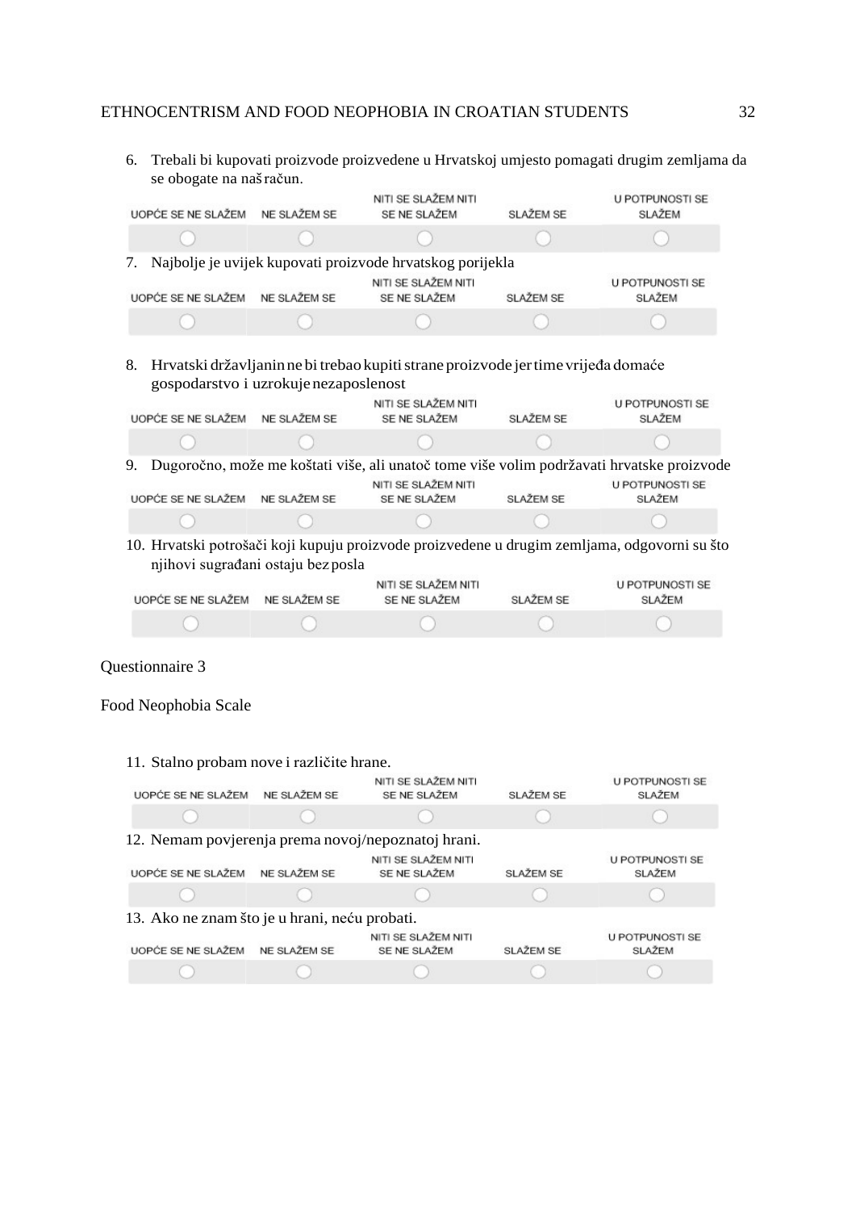6. Trebali bi kupovati proizvode proizvedene u Hrvatskoj umjesto pomagati drugim zemljama da se obogate na naš račun.

| UOPĆE SE NE SLAŽEM | NE SLAŽEM SE | NITI SE SLAŽEM NITI SE NE SLAŽEM | SLAŽEM SE | U POTPUNOSTI SE SLAŽEM |
|---|---|---|---|---|
| ◯ | ◯ | ◯ | ◯ | ◯ |

7. Najbolje je uvijek kupovati proizvode hrvatskog porijekla

| UOPĆE SE NE SLAŽEM | NE SLAŽEM SE | NITI SE SLAŽEM NITI SE NE SLAŽEM | SLAŽEM SE | U POTPUNOSTI SE SLAŽEM |
|---|---|---|---|---|
| ◯ | ◯ | ◯ | ◯ | ◯ |

8. Hrvatski državljanin ne bi trebao kupiti strane proizvode jer time vrijeđa domaće gospodarstvo i uzrokuje nezaposlenost

| UOPĆE SE NE SLAŽEM | NE SLAŽEM SE | NITI SE SLAŽEM NITI SE NE SLAŽEM | SLAŽEM SE | U POTPUNOSTI SE SLAŽEM |
|---|---|---|---|---|
| ◯ | ◯ | ◯ | ◯ | ◯ |

9. Dugoročno, može me koštati više, ali unatoč tome više volim podržavati hrvatske proizvode

| UOPĆE SE NE SLAŽEM | NE SLAŽEM SE | NITI SE SLAŽEM NITI SE NE SLAŽEM | SLAŽEM SE | U POTPUNOSTI SE SLAŽEM |
|---|---|---|---|---|
| ◯ | ◯ | ◯ | ◯ | ◯ |

10. Hrvatski potrošači koji kupuju proizvode proizvedene u drugim zemljama, odgovorni su što njihovi sugrađani ostaju bez posla

| UOPĆE SE NE SLAŽEM | NE SLAŽEM SE | NITI SE SLAŽEM NITI SE NE SLAŽEM | SLAŽEM SE | U POTPUNOSTI SE SLAŽEM |
|---|---|---|---|---|
| ◯ | ◯ | ◯ | ◯ | ◯ |

Questionnaire 3

Food Neophobia Scale

11. Stalno probam nove i različite hrane.

| UOPĆE SE NE SLAŽEM | NE SLAŽEM SE | NITI SE SLAŽEM NITI SE NE SLAŽEM | SLAŽEM SE | U POTPUNOSTI SE SLAŽEM |
|---|---|---|---|---|
| ◯ | ◯ | ◯ | ◯ | ◯ |

12. Nemam povjerenja prema novoj/nepoznatoj hrani.

| UOPĆE SE NE SLAŽEM | NE SLAŽEM SE | NITI SE SLAŽEM NITI SE NE SLAŽEM | SLAŽEM SE | U POTPUNOSTI SE SLAŽEM |
|---|---|---|---|---|
| ◯ | ◯ | ◯ | ◯ | ◯ |

13. Ako ne znam što je u hrani, neću probati.

| UOPĆE SE NE SLAŽEM | NE SLAŽEM SE | NITI SE SLAŽEM NITI SE NE SLAŽEM | SLAŽEM SE | U POTPUNOSTI SE SLAŽEM |
|---|---|---|---|---|
| ◯ | ◯ | ◯ | ◯ | ◯ |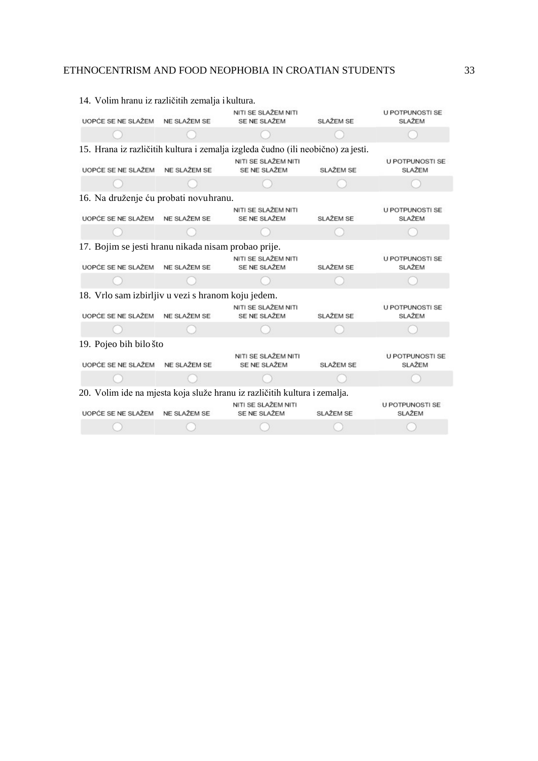14. Volim hranu iz različitih zemalja i kultura.

| UOPĆE SE NE SLAŽEM | NE SLAŽEM SE | NITI SE SLAŽEM NITI SE NE SLAŽEM | SLAŽEM SE | U POTPUNOSTI SE SLAŽEM |
|---|---|---|---|---|
| ◯ | ◯ | ◯ | ◯ | ◯ |

15. Hrana iz različitih kultura i zemalja izgleda čudno (ili neobično) za jesti.

| UOPĆE SE NE SLAŽEM | NE SLAŽEM SE | NITI SE SLAŽEM NITI SE NE SLAŽEM | SLAŽEM SE | U POTPUNOSTI SE SLAŽEM |
|---|---|---|---|---|
| ◯ | ◯ | ◯ | ◯ | ◯ |

16. Na druženje ću probati novu hranu.

| UOPĆE SE NE SLAŽEM | NE SLAŽEM SE | NITI SE SLAŽEM NITI SE NE SLAŽEM | SLAŽEM SE | U POTPUNOSTI SE SLAŽEM |
|---|---|---|---|---|
| ◯ | ◯ | ◯ | ◯ | ◯ |

17. Bojim se jesti hranu nikada nisam probao prije.

| UOPĆE SE NE SLAŽEM | NE SLAŽEM SE | NITI SE SLAŽEM NITI SE NE SLAŽEM | SLAŽEM SE | U POTPUNOSTI SE SLAŽEM |
|---|---|---|---|---|
| ◯ | ◯ | ◯ | ◯ | ◯ |

18. Vrlo sam izbirljiv u vezi s hranom koju jedem.

| UOPĆE SE NE SLAŽEM | NE SLAŽEM SE | NITI SE SLAŽEM NITI SE NE SLAŽEM | SLAŽEM SE | U POTPUNOSTI SE SLAŽEM |
|---|---|---|---|---|
| ◯ | ◯ | ◯ | ◯ | ◯ |

19. Pojeo bih bilo što

| UOPĆE SE NE SLAŽEM | NE SLAŽEM SE | NITI SE SLAŽEM NITI SE NE SLAŽEM | SLAŽEM SE | U POTPUNOSTI SE SLAŽEM |
|---|---|---|---|---|
| ◯ | ◯ | ◯ | ◯ | ◯ |

20. Volim ide na mjesta koja služe hranu iz različitih kultura i zemalja.

| UOPĆE SE NE SLAŽEM | NE SLAŽEM SE | NITI SE SLAŽEM NITI SE NE SLAŽEM | SLAŽEM SE | U POTPUNOSTI SE SLAŽEM |
|---|---|---|---|---|
| ◯ | ◯ | ◯ | ◯ | ◯ |